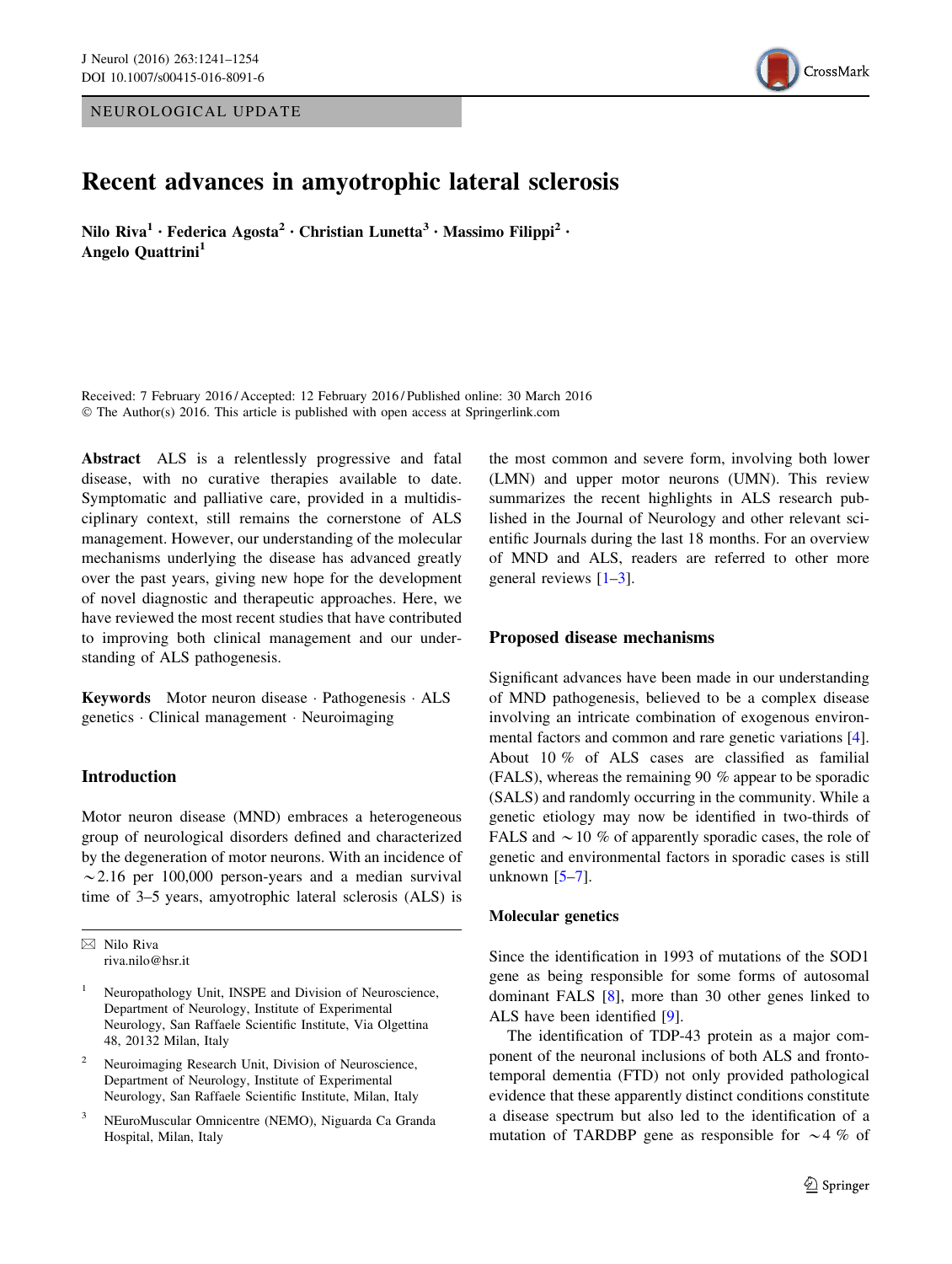NEUROLOGICAL UPDATE

# Recent advances in amyotrophic lateral sclerosis

**Nilo Riva[1] · Federica Agosta[2] · Christian Lunetta[3] · Massimo Filippi[2] · Angelo Quattrini[1]**

Received: 7 February 2016 / Accepted: 12 February 2016 / Published online: 30 March 2016
© The Author(s) 2016. This article is published with open access at Springerlink.com

**Abstract** ALS is a relentlessly progressive and fatal disease, with no curative therapies available to date. Symptomatic and palliative care, provided in a multidisciplinary context, still remains the cornerstone of ALS management. However, our understanding of the molecular mechanisms underlying the disease has advanced greatly over the past years, giving new hope for the development of novel diagnostic and therapeutic approaches. Here, we have reviewed the most recent studies that have contributed to improving both clinical management and our understanding of ALS pathogenesis.

**Keywords** Motor neuron disease · Pathogenesis · ALS genetics · Clinical management · Neuroimaging

## Introduction

Motor neuron disease (MND) embraces a heterogeneous group of neurological disorders defined and characterized by the degeneration of motor neurons. With an incidence of ~2.16 per 100,000 person-years and a median survival time of 3–5 years, amyotrophic lateral sclerosis (ALS) is the most common and severe form, involving both lower (LMN) and upper motor neurons (UMN). This review summarizes the recent highlights in ALS research published in the Journal of Neurology and other relevant scientific Journals during the last 18 months. For an overview of MND and ALS, readers are referred to other more general reviews [1–3].

## Proposed disease mechanisms

Significant advances have been made in our understanding of MND pathogenesis, believed to be a complex disease involving an intricate combination of exogenous environmental factors and common and rare genetic variations [4]. About 10 % of ALS cases are classified as familial (FALS), whereas the remaining 90 % appear to be sporadic (SALS) and randomly occurring in the community. While a genetic etiology may now be identified in two-thirds of FALS and ~10 % of apparently sporadic cases, the role of genetic and environmental factors in sporadic cases is still unknown [5–7].

### Molecular genetics

Since the identification in 1993 of mutations of the SOD1 gene as being responsible for some forms of autosomal dominant FALS [8], more than 30 other genes linked to ALS have been identified [9].

The identification of TDP-43 protein as a major component of the neuronal inclusions of both ALS and frontotemporal dementia (FTD) not only provided pathological evidence that these apparently distinct conditions constitute a disease spectrum but also led to the identification of a mutation of TARDBP gene as responsible for ~4 % of

---

✉ Nilo Riva
riva.nilo@hsr.it

1 Neuropathology Unit, INSPE and Division of Neuroscience, Department of Neurology, Institute of Experimental Neurology, San Raffaele Scientific Institute, Via Olgettina 48, 20132 Milan, Italy

2 Neuroimaging Research Unit, Division of Neuroscience, Department of Neurology, Institute of Experimental Neurology, San Raffaele Scientific Institute, Milan, Italy

3 NEuroMuscular Omnicentre (NEMO), Niguarda Ca Granda Hospital, Milan, Italy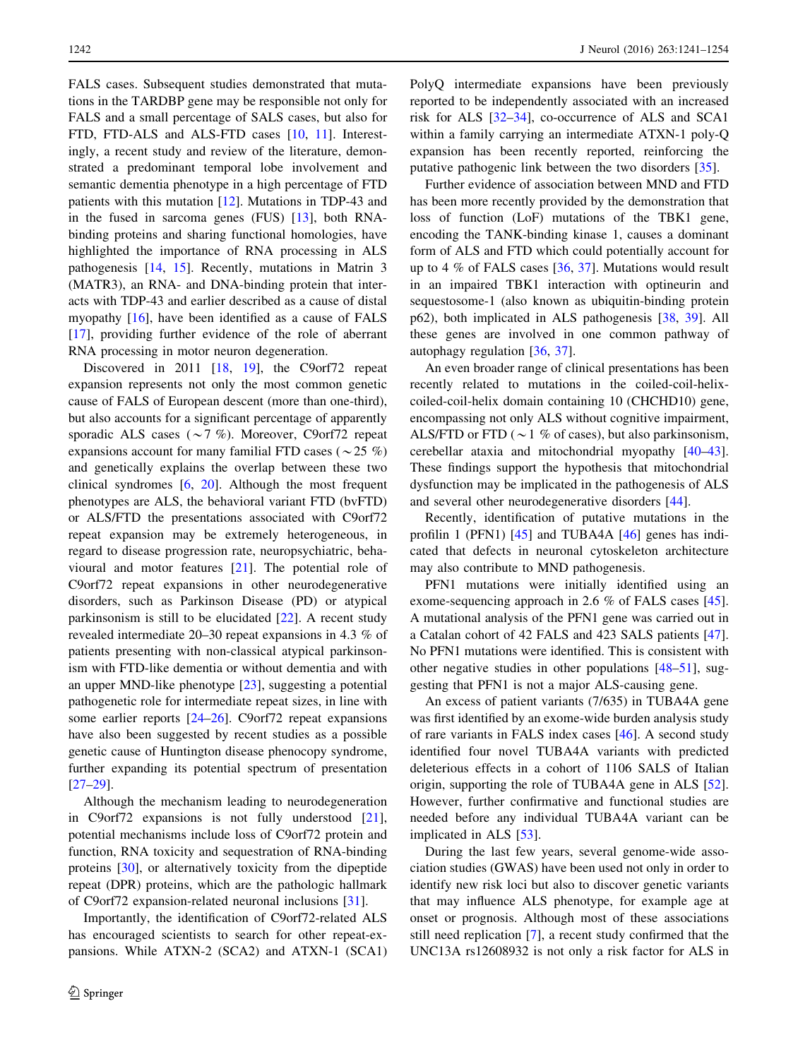FALS cases. Subsequent studies demonstrated that mutations in the TARDBP gene may be responsible not only for FALS and a small percentage of SALS cases, but also for FTD, FTD-ALS and ALS-FTD cases [10, 11]. Interestingly, a recent study and review of the literature, demonstrated a predominant temporal lobe involvement and semantic dementia phenotype in a high percentage of FTD patients with this mutation [12]. Mutations in TDP-43 and in the fused in sarcoma genes (FUS) [13], both RNA-binding proteins and sharing functional homologies, have highlighted the importance of RNA processing in ALS pathogenesis [14, 15]. Recently, mutations in Matrin 3 (MATR3), an RNA- and DNA-binding protein that interacts with TDP-43 and earlier described as a cause of distal myopathy [16], have been identified as a cause of FALS [17], providing further evidence of the role of aberrant RNA processing in motor neuron degeneration.

Discovered in 2011 [18, 19], the C9orf72 repeat expansion represents not only the most common genetic cause of FALS of European descent (more than one-third), but also accounts for a significant percentage of apparently sporadic ALS cases (~7 %). Moreover, C9orf72 repeat expansions account for many familial FTD cases (~25 %) and genetically explains the overlap between these two clinical syndromes [6, 20]. Although the most frequent phenotypes are ALS, the behavioral variant FTD (bvFTD) or ALS/FTD the presentations associated with C9orf72 repeat expansion may be extremely heterogeneous, in regard to disease progression rate, neuropsychiatric, behavioural and motor features [21]. The potential role of C9orf72 repeat expansions in other neurodegenerative disorders, such as Parkinson Disease (PD) or atypical parkinsonism is still to be elucidated [22]. A recent study revealed intermediate 20–30 repeat expansions in 4.3 % of patients presenting with non-classical atypical parkinsonism with FTD-like dementia or without dementia and with an upper MND-like phenotype [23], suggesting a potential pathogenetic role for intermediate repeat sizes, in line with some earlier reports [24–26]. C9orf72 repeat expansions have also been suggested by recent studies as a possible genetic cause of Huntington disease phenocopy syndrome, further expanding its potential spectrum of presentation [27–29].

Although the mechanism leading to neurodegeneration in C9orf72 expansions is not fully understood [21], potential mechanisms include loss of C9orf72 protein and function, RNA toxicity and sequestration of RNA-binding proteins [30], or alternatively toxicity from the dipeptide repeat (DPR) proteins, which are the pathologic hallmark of C9orf72 expansion-related neuronal inclusions [31].

Importantly, the identification of C9orf72-related ALS has encouraged scientists to search for other repeat-expansions. While ATXN-2 (SCA2) and ATXN-1 (SCA1) PolyQ intermediate expansions have been previously reported to be independently associated with an increased risk for ALS [32–34], co-occurrence of ALS and SCA1 within a family carrying an intermediate ATXN-1 poly-Q expansion has been recently reported, reinforcing the putative pathogenic link between the two disorders [35].

Further evidence of association between MND and FTD has been more recently provided by the demonstration that loss of function (LoF) mutations of the TBK1 gene, encoding the TANK-binding kinase 1, causes a dominant form of ALS and FTD which could potentially account for up to 4 % of FALS cases [36, 37]. Mutations would result in an impaired TBK1 interaction with optineurin and sequestosome-1 (also known as ubiquitin-binding protein p62), both implicated in ALS pathogenesis [38, 39]. All these genes are involved in one common pathway of autophagy regulation [36, 37].

An even broader range of clinical presentations has been recently related to mutations in the coiled-coil-helix-coiled-coil-helix domain containing 10 (CHCHD10) gene, encompassing not only ALS without cognitive impairment, ALS/FTD or FTD (~1 % of cases), but also parkinsonism, cerebellar ataxia and mitochondrial myopathy [40–43]. These findings support the hypothesis that mitochondrial dysfunction may be implicated in the pathogenesis of ALS and several other neurodegenerative disorders [44].

Recently, identification of putative mutations in the profilin 1 (PFN1) [45] and TUBA4A [46] genes has indicated that defects in neuronal cytoskeleton architecture may also contribute to MND pathogenesis.

PFN1 mutations were initially identified using an exome-sequencing approach in 2.6 % of FALS cases [45]. A mutational analysis of the PFN1 gene was carried out in a Catalan cohort of 42 FALS and 423 SALS patients [47]. No PFN1 mutations were identified. This is consistent with other negative studies in other populations [48–51], suggesting that PFN1 is not a major ALS-causing gene.

An excess of patient variants (7/635) in TUBA4A gene was first identified by an exome-wide burden analysis study of rare variants in FALS index cases [46]. A second study identified four novel TUBA4A variants with predicted deleterious effects in a cohort of 1106 SALS of Italian origin, supporting the role of TUBA4A gene in ALS [52]. However, further confirmative and functional studies are needed before any individual TUBA4A variant can be implicated in ALS [53].

During the last few years, several genome-wide association studies (GWAS) have been used not only in order to identify new risk loci but also to discover genetic variants that may influence ALS phenotype, for example age at onset or prognosis. Although most of these associations still need replication [7], a recent study confirmed that the UNC13A rs12608932 is not only a risk factor for ALS in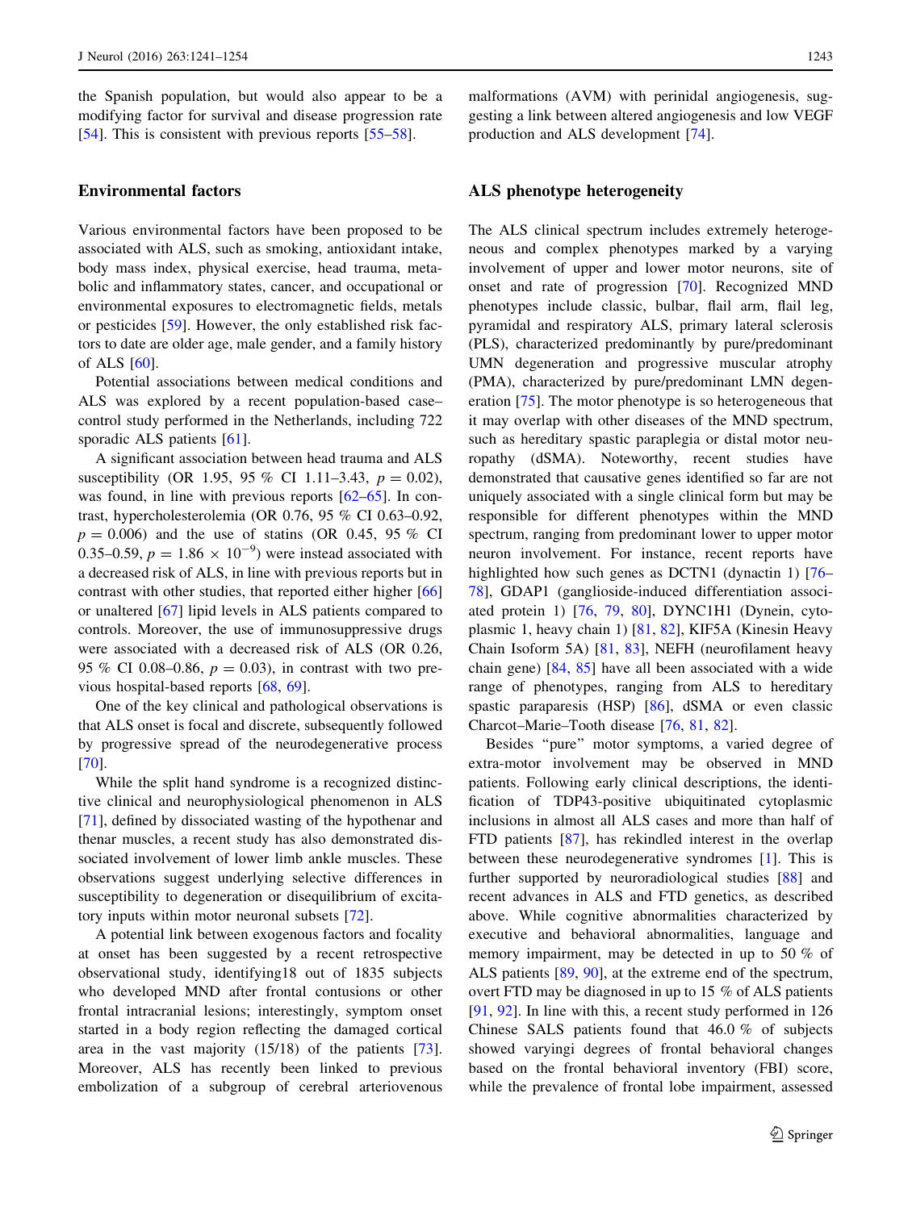the Spanish population, but would also appear to be a modifying factor for survival and disease progression rate [54]. This is consistent with previous reports [55–58].

## Environmental factors

Various environmental factors have been proposed to be associated with ALS, such as smoking, antioxidant intake, body mass index, physical exercise, head trauma, metabolic and inflammatory states, cancer, and occupational or environmental exposures to electromagnetic fields, metals or pesticides [59]. However, the only established risk factors to date are older age, male gender, and a family history of ALS [60].

Potential associations between medical conditions and ALS was explored by a recent population-based case–control study performed in the Netherlands, including 722 sporadic ALS patients [61].

A significant association between head trauma and ALS susceptibility (OR 1.95, 95 % CI 1.11–3.43, $p = 0.02$), was found, in line with previous reports [62–65]. In contrast, hypercholesterolemia (OR 0.76, 95 % CI 0.63–0.92, $p = 0.006$) and the use of statins (OR 0.45, 95 % CI 0.35–0.59, $p = 1.86 \times 10^{-9}$) were instead associated with a decreased risk of ALS, in line with previous reports but in contrast with other studies, that reported either higher [66] or unaltered [67] lipid levels in ALS patients compared to controls. Moreover, the use of immunosuppressive drugs were associated with a decreased risk of ALS (OR 0.26, 95 % CI 0.08–0.86, $p = 0.03$), in contrast with two previous hospital-based reports [68, 69].

One of the key clinical and pathological observations is that ALS onset is focal and discrete, subsequently followed by progressive spread of the neurodegenerative process [70].

While the split hand syndrome is a recognized distinctive clinical and neurophysiological phenomenon in ALS [71], defined by dissociated wasting of the hypothenar and thenar muscles, a recent study has also demonstrated dissociated involvement of lower limb ankle muscles. These observations suggest underlying selective differences in susceptibility to degeneration or disequilibrium of excitatory inputs within motor neuronal subsets [72].

A potential link between exogenous factors and focality at onset has been suggested by a recent retrospective observational study, identifying18 out of 1835 subjects who developed MND after frontal contusions or other frontal intracranial lesions; interestingly, symptom onset started in a body region reflecting the damaged cortical area in the vast majority (15/18) of the patients [73]. Moreover, ALS has recently been linked to previous embolization of a subgroup of cerebral arteriovenous malformations (AVM) with perinidal angiogenesis, suggesting a link between altered angiogenesis and low VEGF production and ALS development [74].

## ALS phenotype heterogeneity

The ALS clinical spectrum includes extremely heterogeneous and complex phenotypes marked by a varying involvement of upper and lower motor neurons, site of onset and rate of progression [70]. Recognized MND phenotypes include classic, bulbar, flail arm, flail leg, pyramidal and respiratory ALS, primary lateral sclerosis (PLS), characterized predominantly by pure/predominant UMN degeneration and progressive muscular atrophy (PMA), characterized by pure/predominant LMN degeneration [75]. The motor phenotype is so heterogeneous that it may overlap with other diseases of the MND spectrum, such as hereditary spastic paraplegia or distal motor neuropathy (dSMA). Noteworthy, recent studies have demonstrated that causative genes identified so far are not uniquely associated with a single clinical form but may be responsible for different phenotypes within the MND spectrum, ranging from predominant lower to upper motor neuron involvement. For instance, recent reports have highlighted how such genes as DCTN1 (dynactin 1) [76–78], GDAP1 (ganglioside-induced differentiation associated protein 1) [76, 79, 80], DYNC1H1 (Dynein, cytoplasmic 1, heavy chain 1) [81, 82], KIF5A (Kinesin Heavy Chain Isoform 5A) [81, 83], NEFH (neurofilament heavy chain gene) [84, 85] have all been associated with a wide range of phenotypes, ranging from ALS to hereditary spastic paraparesis (HSP) [86], dSMA or even classic Charcot–Marie–Tooth disease [76, 81, 82].

Besides "pure" motor symptoms, a varied degree of extra-motor involvement may be observed in MND patients. Following early clinical descriptions, the identification of TDP43-positive ubiquitinated cytoplasmic inclusions in almost all ALS cases and more than half of FTD patients [87], has rekindled interest in the overlap between these neurodegenerative syndromes [1]. This is further supported by neuroradiological studies [88] and recent advances in ALS and FTD genetics, as described above. While cognitive abnormalities characterized by executive and behavioral abnormalities, language and memory impairment, may be detected in up to 50 % of ALS patients [89, 90], at the extreme end of the spectrum, overt FTD may be diagnosed in up to 15 % of ALS patients [91, 92]. In line with this, a recent study performed in 126 Chinese SALS patients found that 46.0 % of subjects showed varyingi degrees of frontal behavioral changes based on the frontal behavioral inventory (FBI) score, while the prevalence of frontal lobe impairment, assessed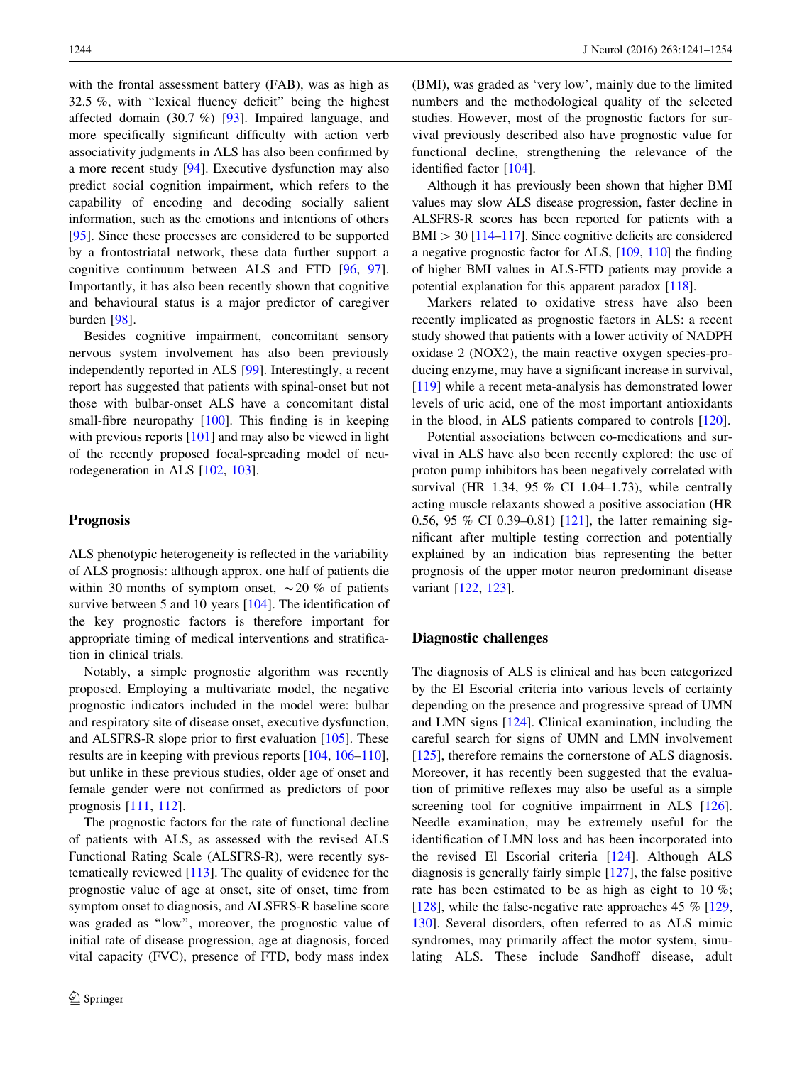with the frontal assessment battery (FAB), was as high as 32.5 %, with "lexical fluency deficit" being the highest affected domain (30.7 %) [93]. Impaired language, and more specifically significant difficulty with action verb associativity judgments in ALS has also been confirmed by a more recent study [94]. Executive dysfunction may also predict social cognition impairment, which refers to the capability of encoding and decoding socially salient information, such as the emotions and intentions of others [95]. Since these processes are considered to be supported by a frontostriatal network, these data further support a cognitive continuum between ALS and FTD [96, 97]. Importantly, it has also been recently shown that cognitive and behavioural status is a major predictor of caregiver burden [98].

Besides cognitive impairment, concomitant sensory nervous system involvement has also been previously independently reported in ALS [99]. Interestingly, a recent report has suggested that patients with spinal-onset but not those with bulbar-onset ALS have a concomitant distal small-fibre neuropathy [100]. This finding is in keeping with previous reports [101] and may also be viewed in light of the recently proposed focal-spreading model of neurodegeneration in ALS [102, 103].

## Prognosis

ALS phenotypic heterogeneity is reflected in the variability of ALS prognosis: although approx. one half of patients die within 30 months of symptom onset, ~20 % of patients survive between 5 and 10 years [104]. The identification of the key prognostic factors is therefore important for appropriate timing of medical interventions and stratification in clinical trials.

Notably, a simple prognostic algorithm was recently proposed. Employing a multivariate model, the negative prognostic indicators included in the model were: bulbar and respiratory site of disease onset, executive dysfunction, and ALSFRS-R slope prior to first evaluation [105]. These results are in keeping with previous reports [104, 106–110], but unlike in these previous studies, older age of onset and female gender were not confirmed as predictors of poor prognosis [111, 112].

The prognostic factors for the rate of functional decline of patients with ALS, as assessed with the revised ALS Functional Rating Scale (ALSFRS-R), were recently systematically reviewed [113]. The quality of evidence for the prognostic value of age at onset, site of onset, time from symptom onset to diagnosis, and ALSFRS-R baseline score was graded as "low", moreover, the prognostic value of initial rate of disease progression, age at diagnosis, forced vital capacity (FVC), presence of FTD, body mass index (BMI), was graded as 'very low', mainly due to the limited numbers and the methodological quality of the selected studies. However, most of the prognostic factors for survival previously described also have prognostic value for functional decline, strengthening the relevance of the identified factor [104].

Although it has previously been shown that higher BMI values may slow ALS disease progression, faster decline in ALSFRS-R scores has been reported for patients with a BMI > 30 [114–117]. Since cognitive deficits are considered a negative prognostic factor for ALS, [109, 110] the finding of higher BMI values in ALS-FTD patients may provide a potential explanation for this apparent paradox [118].

Markers related to oxidative stress have also been recently implicated as prognostic factors in ALS: a recent study showed that patients with a lower activity of NADPH oxidase 2 (NOX2), the main reactive oxygen species-producing enzyme, may have a significant increase in survival, [119] while a recent meta-analysis has demonstrated lower levels of uric acid, one of the most important antioxidants in the blood, in ALS patients compared to controls [120].

Potential associations between co-medications and survival in ALS have also been recently explored: the use of proton pump inhibitors has been negatively correlated with survival (HR 1.34, 95 % CI 1.04–1.73), while centrally acting muscle relaxants showed a positive association (HR 0.56, 95 % CI 0.39–0.81) [121], the latter remaining significant after multiple testing correction and potentially explained by an indication bias representing the better prognosis of the upper motor neuron predominant disease variant [122, 123].

## Diagnostic challenges

The diagnosis of ALS is clinical and has been categorized by the El Escorial criteria into various levels of certainty depending on the presence and progressive spread of UMN and LMN signs [124]. Clinical examination, including the careful search for signs of UMN and LMN involvement [125], therefore remains the cornerstone of ALS diagnosis. Moreover, it has recently been suggested that the evaluation of primitive reflexes may also be useful as a simple screening tool for cognitive impairment in ALS [126]. Needle examination, may be extremely useful for the identification of LMN loss and has been incorporated into the revised El Escorial criteria [124]. Although ALS diagnosis is generally fairly simple [127], the false positive rate has been estimated to be as high as eight to 10 %; [128], while the false-negative rate approaches 45 % [129, 130]. Several disorders, often referred to as ALS mimic syndromes, may primarily affect the motor system, simulating ALS. These include Sandhoff disease, adult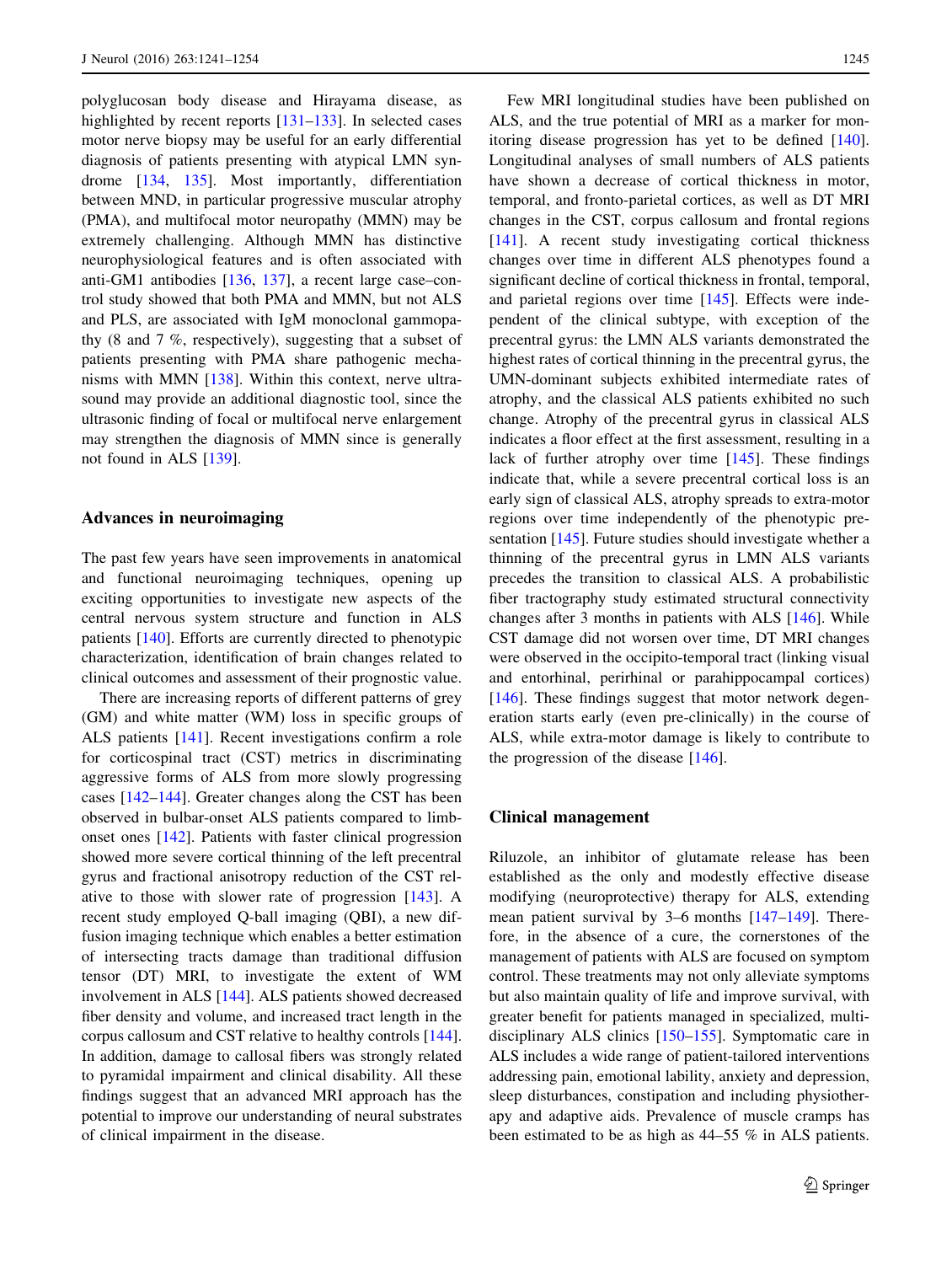polyglucosan body disease and Hirayama disease, as highlighted by recent reports [131–133]. In selected cases motor nerve biopsy may be useful for an early differential diagnosis of patients presenting with atypical LMN syndrome [134, 135]. Most importantly, differentiation between MND, in particular progressive muscular atrophy (PMA), and multifocal motor neuropathy (MMN) may be extremely challenging. Although MMN has distinctive neurophysiological features and is often associated with anti-GM1 antibodies [136, 137], a recent large case–control study showed that both PMA and MMN, but not ALS and PLS, are associated with IgM monoclonal gammopathy (8 and 7 %, respectively), suggesting that a subset of patients presenting with PMA share pathogenic mechanisms with MMN [138]. Within this context, nerve ultrasound may provide an additional diagnostic tool, since the ultrasonic finding of focal or multifocal nerve enlargement may strengthen the diagnosis of MMN since is generally not found in ALS [139].

## Advances in neuroimaging

The past few years have seen improvements in anatomical and functional neuroimaging techniques, opening up exciting opportunities to investigate new aspects of the central nervous system structure and function in ALS patients [140]. Efforts are currently directed to phenotypic characterization, identification of brain changes related to clinical outcomes and assessment of their prognostic value.

There are increasing reports of different patterns of grey (GM) and white matter (WM) loss in specific groups of ALS patients [141]. Recent investigations confirm a role for corticospinal tract (CST) metrics in discriminating aggressive forms of ALS from more slowly progressing cases [142–144]. Greater changes along the CST has been observed in bulbar-onset ALS patients compared to limb-onset ones [142]. Patients with faster clinical progression showed more severe cortical thinning of the left precentral gyrus and fractional anisotropy reduction of the CST relative to those with slower rate of progression [143]. A recent study employed Q-ball imaging (QBI), a new diffusion imaging technique which enables a better estimation of intersecting tracts damage than traditional diffusion tensor (DT) MRI, to investigate the extent of WM involvement in ALS [144]. ALS patients showed decreased fiber density and volume, and increased tract length in the corpus callosum and CST relative to healthy controls [144]. In addition, damage to callosal fibers was strongly related to pyramidal impairment and clinical disability. All these findings suggest that an advanced MRI approach has the potential to improve our understanding of neural substrates of clinical impairment in the disease.

Few MRI longitudinal studies have been published on ALS, and the true potential of MRI as a marker for monitoring disease progression has yet to be defined [140]. Longitudinal analyses of small numbers of ALS patients have shown a decrease of cortical thickness in motor, temporal, and fronto-parietal cortices, as well as DT MRI changes in the CST, corpus callosum and frontal regions [141]. A recent study investigating cortical thickness changes over time in different ALS phenotypes found a significant decline of cortical thickness in frontal, temporal, and parietal regions over time [145]. Effects were independent of the clinical subtype, with exception of the precentral gyrus: the LMN ALS variants demonstrated the highest rates of cortical thinning in the precentral gyrus, the UMN-dominant subjects exhibited intermediate rates of atrophy, and the classical ALS patients exhibited no such change. Atrophy of the precentral gyrus in classical ALS indicates a floor effect at the first assessment, resulting in a lack of further atrophy over time [145]. These findings indicate that, while a severe precentral cortical loss is an early sign of classical ALS, atrophy spreads to extra-motor regions over time independently of the phenotypic presentation [145]. Future studies should investigate whether a thinning of the precentral gyrus in LMN ALS variants precedes the transition to classical ALS. A probabilistic fiber tractography study estimated structural connectivity changes after 3 months in patients with ALS [146]. While CST damage did not worsen over time, DT MRI changes were observed in the occipito-temporal tract (linking visual and entorhinal, perirhinal or parahippocampal cortices) [146]. These findings suggest that motor network degeneration starts early (even pre-clinically) in the course of ALS, while extra-motor damage is likely to contribute to the progression of the disease [146].

## Clinical management

Riluzole, an inhibitor of glutamate release has been established as the only and modestly effective disease modifying (neuroprotective) therapy for ALS, extending mean patient survival by 3–6 months [147–149]. Therefore, in the absence of a cure, the cornerstones of the management of patients with ALS are focused on symptom control. These treatments may not only alleviate symptoms but also maintain quality of life and improve survival, with greater benefit for patients managed in specialized, multidisciplinary ALS clinics [150–155]. Symptomatic care in ALS includes a wide range of patient-tailored interventions addressing pain, emotional lability, anxiety and depression, sleep disturbances, constipation and including physiotherapy and adaptive aids. Prevalence of muscle cramps has been estimated to be as high as 44–55 % in ALS patients.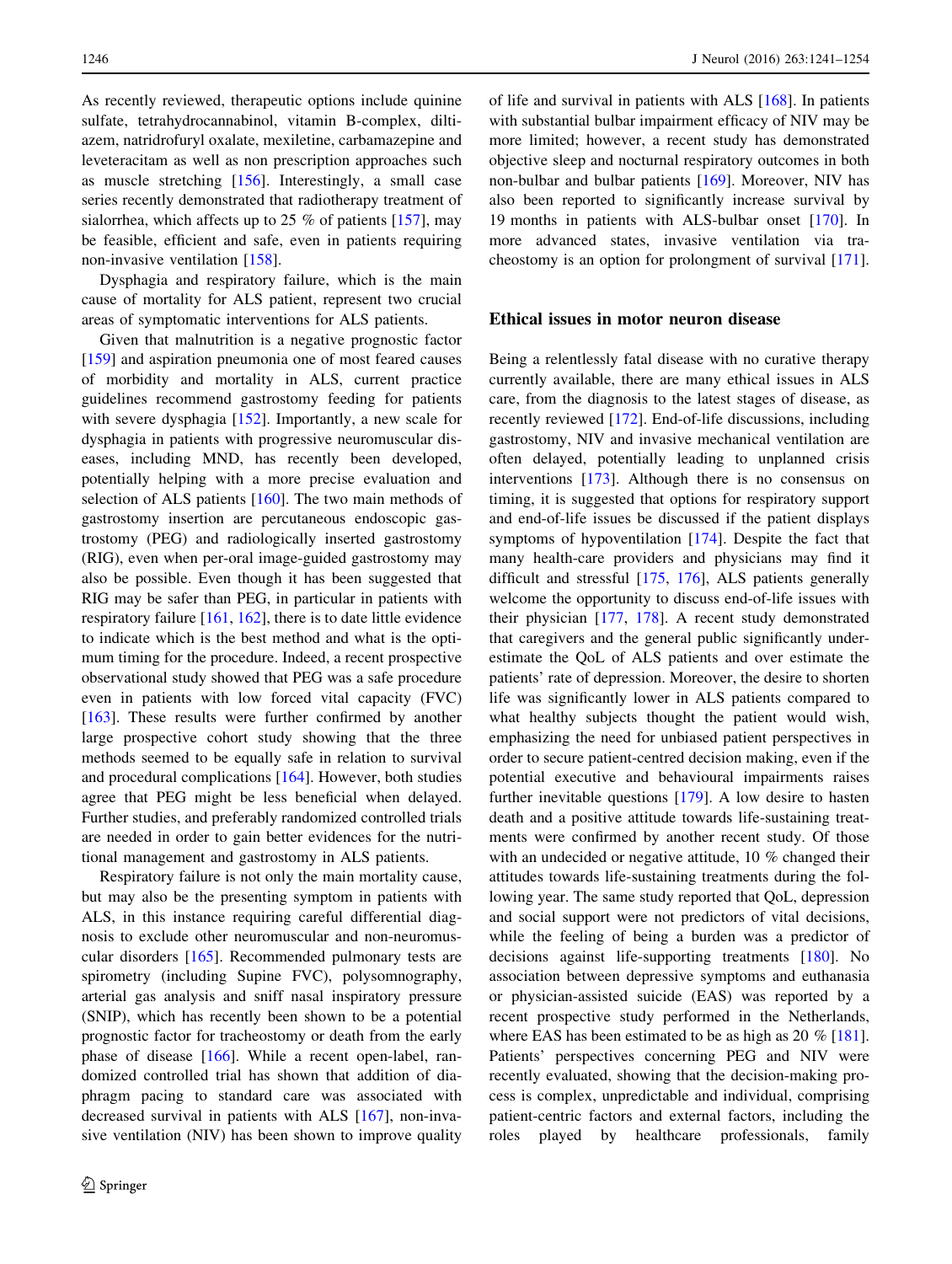As recently reviewed, therapeutic options include quinine sulfate, tetrahydrocannabinol, vitamin B-complex, diltiazem, natridrofuryl oxalate, mexiletine, carbamazepine and leveteracitam as well as non prescription approaches such as muscle stretching [156]. Interestingly, a small case series recently demonstrated that radiotherapy treatment of sialorrhea, which affects up to 25 % of patients [157], may be feasible, efficient and safe, even in patients requiring non-invasive ventilation [158].

Dysphagia and respiratory failure, which is the main cause of mortality for ALS patient, represent two crucial areas of symptomatic interventions for ALS patients.

Given that malnutrition is a negative prognostic factor [159] and aspiration pneumonia one of most feared causes of morbidity and mortality in ALS, current practice guidelines recommend gastrostomy feeding for patients with severe dysphagia [152]. Importantly, a new scale for dysphagia in patients with progressive neuromuscular diseases, including MND, has recently been developed, potentially helping with a more precise evaluation and selection of ALS patients [160]. The two main methods of gastrostomy insertion are percutaneous endoscopic gastrostomy (PEG) and radiologically inserted gastrostomy (RIG), even when per-oral image-guided gastrostomy may also be possible. Even though it has been suggested that RIG may be safer than PEG, in particular in patients with respiratory failure [161, 162], there is to date little evidence to indicate which is the best method and what is the optimum timing for the procedure. Indeed, a recent prospective observational study showed that PEG was a safe procedure even in patients with low forced vital capacity (FVC) [163]. These results were further confirmed by another large prospective cohort study showing that the three methods seemed to be equally safe in relation to survival and procedural complications [164]. However, both studies agree that PEG might be less beneficial when delayed. Further studies, and preferably randomized controlled trials are needed in order to gain better evidences for the nutritional management and gastrostomy in ALS patients.

Respiratory failure is not only the main mortality cause, but may also be the presenting symptom in patients with ALS, in this instance requiring careful differential diagnosis to exclude other neuromuscular and non-neuromuscular disorders [165]. Recommended pulmonary tests are spirometry (including Supine FVC), polysomnography, arterial gas analysis and sniff nasal inspiratory pressure (SNIP), which has recently been shown to be a potential prognostic factor for tracheostomy or death from the early phase of disease [166]. While a recent open-label, randomized controlled trial has shown that addition of diaphragm pacing to standard care was associated with decreased survival in patients with ALS [167], non-invasive ventilation (NIV) has been shown to improve quality of life and survival in patients with ALS [168]. In patients with substantial bulbar impairment efficacy of NIV may be more limited; however, a recent study has demonstrated objective sleep and nocturnal respiratory outcomes in both non-bulbar and bulbar patients [169]. Moreover, NIV has also been reported to significantly increase survival by 19 months in patients with ALS-bulbar onset [170]. In more advanced states, invasive ventilation via tracheostomy is an option for prolongment of survival [171].

## Ethical issues in motor neuron disease

Being a relentlessly fatal disease with no curative therapy currently available, there are many ethical issues in ALS care, from the diagnosis to the latest stages of disease, as recently reviewed [172]. End-of-life discussions, including gastrostomy, NIV and invasive mechanical ventilation are often delayed, potentially leading to unplanned crisis interventions [173]. Although there is no consensus on timing, it is suggested that options for respiratory support and end-of-life issues be discussed if the patient displays symptoms of hypoventilation [174]. Despite the fact that many health-care providers and physicians may find it difficult and stressful [175, 176], ALS patients generally welcome the opportunity to discuss end-of-life issues with their physician [177, 178]. A recent study demonstrated that caregivers and the general public significantly underestimate the QoL of ALS patients and over estimate the patients' rate of depression. Moreover, the desire to shorten life was significantly lower in ALS patients compared to what healthy subjects thought the patient would wish, emphasizing the need for unbiased patient perspectives in order to secure patient-centred decision making, even if the potential executive and behavioural impairments raises further inevitable questions [179]. A low desire to hasten death and a positive attitude towards life-sustaining treatments were confirmed by another recent study. Of those with an undecided or negative attitude, 10 % changed their attitudes towards life-sustaining treatments during the following year. The same study reported that QoL, depression and social support were not predictors of vital decisions, while the feeling of being a burden was a predictor of decisions against life-supporting treatments [180]. No association between depressive symptoms and euthanasia or physician-assisted suicide (EAS) was reported by a recent prospective study performed in the Netherlands, where EAS has been estimated to be as high as 20 % [181]. Patients' perspectives concerning PEG and NIV were recently evaluated, showing that the decision-making process is complex, unpredictable and individual, comprising patient-centric factors and external factors, including the roles played by healthcare professionals, family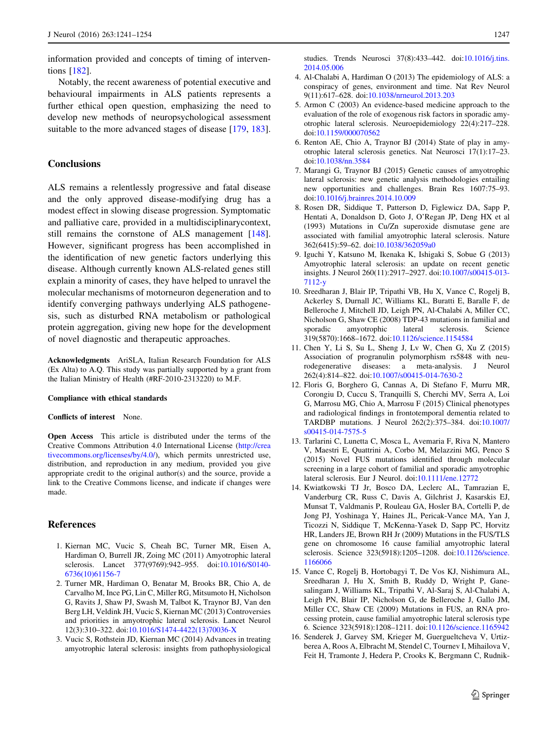information provided and concepts of timing of interventions [182].

Notably, the recent awareness of potential executive and behavioural impairments in ALS patients represents a further ethical open question, emphasizing the need to develop new methods of neuropsychological assessment suitable to the more advanced stages of disease [179, 183].

## Conclusions

ALS remains a relentlessly progressive and fatal disease and the only approved disease-modifying drug has a modest effect in slowing disease progression. Symptomatic and palliative care, provided in a multidisciplinarycontext, still remains the cornstone of ALS management [148]. However, significant progress has been accomplished in the identification of new genetic factors underlying this disease. Although currently known ALS-related genes still explain a minority of cases, they have helped to unravel the molecular mechanisms of motorneuron degeneration and to identify converging pathways underlying ALS pathogenesis, such as disturbed RNA metabolism or pathological protein aggregation, giving new hope for the development of novel diagnostic and therapeutic approaches.

**Acknowledgments** AriSLA, Italian Research Foundation for ALS (Ex Alta) to A.Q. This study was partially supported by a grant from the Italian Ministry of Health (#RF-2010-2313220) to M.F.

**Compliance with ethical standards**

**Conflicts of interest** None.

**Open Access** This article is distributed under the terms of the Creative Commons Attribution 4.0 International License (http://creativecommons.org/licenses/by/4.0/), which permits unrestricted use, distribution, and reproduction in any medium, provided you give appropriate credit to the original author(s) and the source, provide a link to the Creative Commons license, and indicate if changes were made.

## References

1. Kiernan MC, Vucic S, Cheah BC, Turner MR, Eisen A, Hardiman O, Burrell JR, Zoing MC (2011) Amyotrophic lateral sclerosis. Lancet 377(9769):942–955. doi:10.1016/S0140-6736(10)61156-7
2. Turner MR, Hardiman O, Benatar M, Brooks BR, Chio A, de Carvalho M, Ince PG, Lin C, Miller RG, Mitsumoto H, Nicholson G, Ravits J, Shaw PJ, Swash M, Talbot K, Traynor BJ, Van den Berg LH, Veldink JH, Vucic S, Kiernan MC (2013) Controversies and priorities in amyotrophic lateral sclerosis. Lancet Neurol 12(3):310–322. doi:10.1016/S1474-4422(13)70036-X
3. Vucic S, Rothstein JD, Kiernan MC (2014) Advances in treating amyotrophic lateral sclerosis: insights from pathophysiological studies. Trends Neurosci 37(8):433–442. doi:10.1016/j.tins.2014.05.006
4. Al-Chalabi A, Hardiman O (2013) The epidemiology of ALS: a conspiracy of genes, environment and time. Nat Rev Neurol 9(11):617–628. doi:10.1038/nrneurol.2013.203
5. Armon C (2003) An evidence-based medicine approach to the evaluation of the role of exogenous risk factors in sporadic amyotrophic lateral sclerosis. Neuroepidemiology 22(4):217–228. doi:10.1159/000070562
6. Renton AE, Chio A, Traynor BJ (2014) State of play in amyotrophic lateral sclerosis genetics. Nat Neurosci 17(1):17–23. doi:10.1038/nn.3584
7. Marangi G, Traynor BJ (2015) Genetic causes of amyotrophic lateral sclerosis: new genetic analysis methodologies entailing new opportunities and challenges. Brain Res 1607:75–93. doi:10.1016/j.brainres.2014.10.009
8. Rosen DR, Siddique T, Patterson D, Figlewicz DA, Sapp P, Hentati A, Donaldson D, Goto J, O'Regan JP, Deng HX et al (1993) Mutations in Cu/Zn superoxide dismutase gene are associated with familial amyotrophic lateral sclerosis. Nature 362(6415):59–62. doi:10.1038/362059a0
9. Iguchi Y, Katsuno M, Ikenaka K, Ishigaki S, Sobue G (2013) Amyotrophic lateral sclerosis: an update on recent genetic insights. J Neurol 260(11):2917–2927. doi:10.1007/s00415-013-7112-y
10. Sreedharan J, Blair IP, Tripathi VB, Hu X, Vance C, Rogelj B, Ackerley S, Durnall JC, Williams KL, Buratti E, Baralle F, de Belleroche J, Mitchell JD, Leigh PN, Al-Chalabi A, Miller CC, Nicholson G, Shaw CE (2008) TDP-43 mutations in familial and sporadic amyotrophic lateral sclerosis. Science 319(5870):1668–1672. doi:10.1126/science.1154584
11. Chen Y, Li S, Su L, Sheng J, Lv W, Chen G, Xu Z (2015) Association of progranulin polymorphism rs5848 with neurodegenerative diseases: a meta-analysis. J Neurol 262(4):814–822. doi:10.1007/s00415-014-7630-2
12. Floris G, Borghero G, Cannas A, Di Stefano F, Murru MR, Corongiu D, Cuccu S, Tranquilli S, Cherchi MV, Serra A, Loi G, Marrosu MG, Chio A, Marrosu F (2015) Clinical phenotypes and radiological findings in frontotemporal dementia related to TARDBP mutations. J Neurol 262(2):375–384. doi:10.1007/s00415-014-7575-5
13. Tarlarini C, Lunetta C, Mosca L, Avemaria F, Riva N, Mantero V, Maestri E, Quattrini A, Corbo M, Melazzini MG, Penco S (2015) Novel FUS mutations identified through molecular screening in a large cohort of familial and sporadic amyotrophic lateral sclerosis. Eur J Neurol. doi:10.1111/ene.12772
14. Kwiatkowski TJ Jr, Bosco DA, Leclerc AL, Tamrazian E, Vanderburg CR, Russ C, Davis A, Gilchrist J, Kasarskis EJ, Munsat T, Valdmanis P, Rouleau GA, Hosler BA, Cortelli P, de Jong PJ, Yoshinaga Y, Haines JL, Pericak-Vance MA, Yan J, Ticozzi N, Siddique T, McKenna-Yasek D, Sapp PC, Horvitz HR, Landers JE, Brown RH Jr (2009) Mutations in the FUS/TLS gene on chromosome 16 cause familial amyotrophic lateral sclerosis. Science 323(5918):1205–1208. doi:10.1126/science.1166066
15. Vance C, Rogelj B, Hortobagyi T, De Vos KJ, Nishimura AL, Sreedharan J, Hu X, Smith B, Ruddy D, Wright P, Ganesalingam J, Williams KL, Tripathi V, Al-Saraj S, Al-Chalabi A, Leigh PN, Blair IP, Nicholson G, de Belleroche J, Gallo JM, Miller CC, Shaw CE (2009) Mutations in FUS, an RNA processing protein, cause familial amyotrophic lateral sclerosis type 6. Science 323(5918):1208–1211. doi:10.1126/science.1165942
16. Senderek J, Garvey SM, Krieger M, Guergueltcheva V, Urtizberea A, Roos A, Elbracht M, Stendel C, Tournev I, Mihailova V, Feit H, Tramonte J, Hedera P, Crooks K, Bergmann C, Rudnik-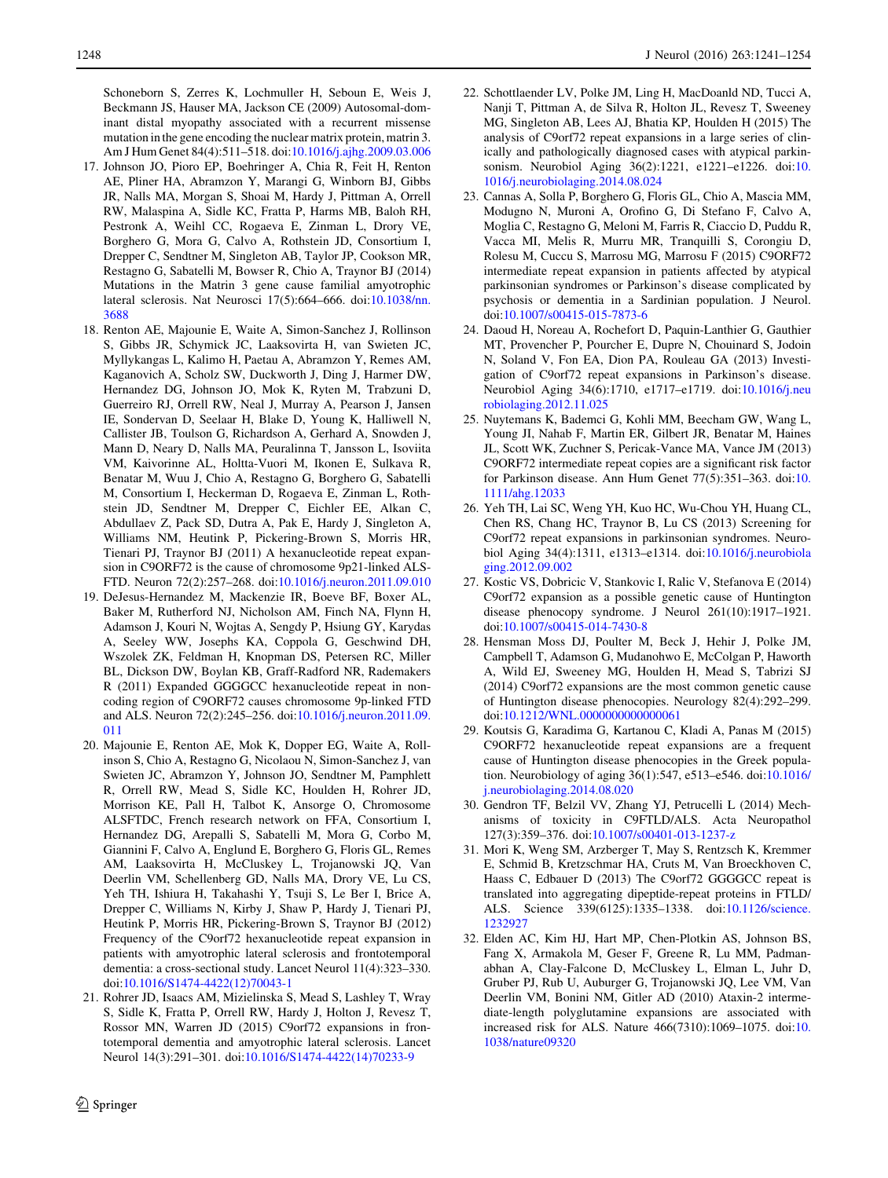Schoneborn S, Zerres K, Lochmuller H, Seboun E, Weis J, Beckmann JS, Hauser MA, Jackson CE (2009) Autosomal-dominant distal myopathy associated with a recurrent missense mutation in the gene encoding the nuclear matrix protein, matrin 3. Am J Hum Genet 84(4):511–518. doi:10.1016/j.ajhg.2009.03.006

17. Johnson JO, Pioro EP, Boehringer A, Chia R, Feit H, Renton AE, Pliner HA, Abramzon Y, Marangi G, Winborn BJ, Gibbs JR, Nalls MA, Morgan S, Shoai M, Hardy J, Pittman A, Orrell RW, Malaspina A, Sidle KC, Fratta P, Harms MB, Baloh RH, Pestronk A, Weihl CC, Rogaeva E, Zinman L, Drory VE, Borghero G, Mora G, Calvo A, Rothstein JD, Consortium I, Drepper C, Sendtner M, Singleton AB, Taylor JP, Cookson MR, Restagno G, Sabatelli M, Bowser R, Chio A, Traynor BJ (2014) Mutations in the Matrin 3 gene cause familial amyotrophic lateral sclerosis. Nat Neurosci 17(5):664–666. doi:10.1038/nn.3688
18. Renton AE, Majounie E, Waite A, Simon-Sanchez J, Rollinson S, Gibbs JR, Schymick JC, Laaksovirta H, van Swieten JC, Myllykangas L, Kalimo H, Paetau A, Abramzon Y, Remes AM, Kaganovich A, Scholz SW, Duckworth J, Ding J, Harmer DW, Hernandez DG, Johnson JO, Mok K, Ryten M, Trabzuni D, Guerreiro RJ, Orrell RW, Neal J, Murray A, Pearson J, Jansen IE, Sondervan D, Seelaar H, Blake D, Young K, Halliwell N, Callister JB, Toulson G, Richardson A, Gerhard A, Snowden J, Mann D, Neary D, Nalls MA, Peuralinna T, Jansson L, Isoviita VM, Kaivorinne AL, Holtta-Vuori M, Ikonen E, Sulkava R, Benatar M, Wuu J, Chio A, Restagno G, Borghero G, Sabatelli M, Consortium I, Heckerman D, Rogaeva E, Zinman L, Rothstein JD, Sendtner M, Drepper C, Eichler EE, Alkan C, Abdullaev Z, Pack SD, Dutra A, Pak E, Hardy J, Singleton A, Williams NM, Heutink P, Pickering-Brown S, Morris HR, Tienari PJ, Traynor BJ (2011) A hexanucleotide repeat expansion in C9ORF72 is the cause of chromosome 9p21-linked ALS-FTD. Neuron 72(2):257–268. doi:10.1016/j.neuron.2011.09.010
19. DeJesus-Hernandez M, Mackenzie IR, Boeve BF, Boxer AL, Baker M, Rutherford NJ, Nicholson AM, Finch NA, Flynn H, Adamson J, Kouri N, Wojtas A, Sengdy P, Hsiung GY, Karydas A, Seeley WW, Josephs KA, Coppola G, Geschwind DH, Wszolek ZK, Feldman H, Knopman DS, Petersen RC, Miller BL, Dickson DW, Boylan KB, Graff-Radford NR, Rademakers R (2011) Expanded GGGGCC hexanucleotide repeat in noncoding region of C9ORF72 causes chromosome 9p-linked FTD and ALS. Neuron 72(2):245–256. doi:10.1016/j.neuron.2011.09.011
20. Majounie E, Renton AE, Mok K, Dopper EG, Waite A, Rollinson S, Chio A, Restagno G, Nicolaou N, Simon-Sanchez J, van Swieten JC, Abramzon Y, Johnson JO, Sendtner M, Pamphlett R, Orrell RW, Mead S, Sidle KC, Houlden H, Rohrer JD, Morrison KE, Pall H, Talbot K, Ansorge O, Chromosome ALSFTDC, French research network on FFA, Consortium I, Hernandez DG, Arepalli S, Sabatelli M, Mora G, Corbo M, Giannini F, Calvo A, Englund E, Borghero G, Floris GL, Remes AM, Laaksovirta H, McCluskey L, Trojanowski JQ, Van Deerlin VM, Schellenberg GD, Nalls MA, Drory VE, Lu CS, Yeh TH, Ishiura H, Takahashi Y, Tsuji S, Le Ber I, Brice A, Drepper C, Williams N, Kirby J, Shaw P, Hardy J, Tienari PJ, Heutink P, Morris HR, Pickering-Brown S, Traynor BJ (2012) Frequency of the C9orf72 hexanucleotide repeat expansion in patients with amyotrophic lateral sclerosis and frontotemporal dementia: a cross-sectional study. Lancet Neurol 11(4):323–330. doi:10.1016/S1474-4422(12)70043-1
21. Rohrer JD, Isaacs AM, Mizielinska S, Mead S, Lashley T, Wray S, Sidle K, Fratta P, Orrell RW, Hardy J, Holton J, Revesz T, Rossor MN, Warren JD (2015) C9orf72 expansions in frontotemporal dementia and amyotrophic lateral sclerosis. Lancet Neurol 14(3):291–301. doi:10.1016/S1474-4422(14)70233-9
22. Schottlaender LV, Polke JM, Ling H, MacDoanld ND, Tucci A, Nanji T, Pittman A, de Silva R, Holton JL, Revesz T, Sweeney MG, Singleton AB, Lees AJ, Bhatia KP, Houlden H (2015) The analysis of C9orf72 repeat expansions in a large series of clinically and pathologically diagnosed cases with atypical parkinsonism. Neurobiol Aging 36(2):1221, e1221–e1226. doi:10.1016/j.neurobiolaging.2014.08.024
23. Cannas A, Solla P, Borghero G, Floris GL, Chio A, Mascia MM, Modugno N, Muroni A, Orofino G, Di Stefano F, Calvo A, Moglia C, Restagno G, Meloni M, Farris R, Ciaccio D, Puddu R, Vacca MI, Melis R, Murru MR, Tranquilli S, Corongiu D, Rolesu M, Cuccu S, Marrosu MG, Marrosu F (2015) C9ORF72 intermediate repeat expansion in patients affected by atypical parkinsonian syndromes or Parkinson's disease complicated by psychosis or dementia in a Sardinian population. J Neurol. doi:10.1007/s00415-015-7873-6
24. Daoud H, Noreau A, Rochefort D, Paquin-Lanthier G, Gauthier MT, Provencher P, Pourcher E, Dupre N, Chouinard S, Jodoin N, Soland V, Fon EA, Dion PA, Rouleau GA (2013) Investigation of C9orf72 repeat expansions in Parkinson's disease. Neurobiol Aging 34(6):1710, e1717–e1719. doi:10.1016/j.neurobiolaging.2012.11.025
25. Nuytemans K, Bademci G, Kohli MM, Beecham GW, Wang L, Young JI, Nahab F, Martin ER, Gilbert JR, Benatar M, Haines JL, Scott WK, Zuchner S, Pericak-Vance MA, Vance JM (2013) C9ORF72 intermediate repeat copies are a significant risk factor for Parkinson disease. Ann Hum Genet 77(5):351–363. doi:10.1111/ahg.12033
26. Yeh TH, Lai SC, Weng YH, Kuo HC, Wu-Chou YH, Huang CL, Chen RS, Chang HC, Traynor B, Lu CS (2013) Screening for C9orf72 repeat expansions in parkinsonian syndromes. Neurobiol Aging 34(4):1311, e1313–e1314. doi:10.1016/j.neurobiolaging.2012.09.002
27. Kostic VS, Dobricic V, Stankovic I, Ralic V, Stefanova E (2014) C9orf72 expansion as a possible genetic cause of Huntington disease phenocopy syndrome. J Neurol 261(10):1917–1921. doi:10.1007/s00415-014-7430-8
28. Hensman Moss DJ, Poulter M, Beck J, Hehir J, Polke JM, Campbell T, Adamson G, Mudanohwo E, McColgan P, Haworth A, Wild EJ, Sweeney MG, Houlden H, Mead S, Tabrizi SJ (2014) C9orf72 expansions are the most common genetic cause of Huntington disease phenocopies. Neurology 82(4):292–299. doi:10.1212/WNL.0000000000000061
29. Koutsis G, Karadima G, Kartanou C, Kladi A, Panas M (2015) C9ORF72 hexanucleotide repeat expansions are a frequent cause of Huntington disease phenocopies in the Greek population. Neurobiology of aging 36(1):547, e513–e546. doi:10.1016/j.neurobiolaging.2014.08.020
30. Gendron TF, Belzil VV, Zhang YJ, Petrucelli L (2014) Mechanisms of toxicity in C9FTLD/ALS. Acta Neuropathol 127(3):359–376. doi:10.1007/s00401-013-1237-z
31. Mori K, Weng SM, Arzberger T, May S, Rentzsch K, Kremmer E, Schmid B, Kretzschmar HA, Cruts M, Van Broeckhoven C, Haass C, Edbauer D (2013) The C9orf72 GGGGCC repeat is translated into aggregating dipeptide-repeat proteins in FTLD/ALS. Science 339(6125):1335–1338. doi:10.1126/science.1232927
32. Elden AC, Kim HJ, Hart MP, Chen-Plotkin AS, Johnson BS, Fang X, Armakola M, Geser F, Greene R, Lu MM, Padmanabhan A, Clay-Falcone D, McCluskey L, Elman L, Juhr D, Gruber PJ, Rub U, Auburger G, Trojanowski JQ, Lee VM, Van Deerlin VM, Bonini NM, Gitler AD (2010) Ataxin-2 intermediate-length polyglutamine expansions are associated with increased risk for ALS. Nature 466(7310):1069–1075. doi:10.1038/nature09320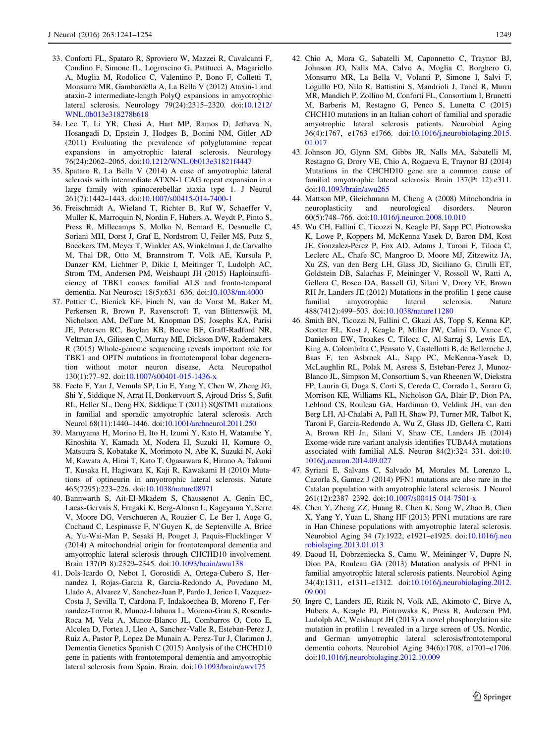33. Conforti FL, Spataro R, Sproviero W, Mazzei R, Cavalcanti F, Condino F, Simone IL, Logroscino G, Patitucci A, Magariello A, Muglia M, Rodolico C, Valentino P, Bono F, Colletti T, Monsurro MR, Gambardella A, La Bella V (2012) Ataxin-1 and ataxin-2 intermediate-length PolyQ expansions in amyotrophic lateral sclerosis. Neurology 79(24):2315–2320. doi:10.1212/WNL.0b013e318278b618
34. Lee T, Li YR, Chesi A, Hart MP, Ramos D, Jethava N, Hosangadi D, Epstein J, Hodges B, Bonini NM, Gitler AD (2011) Evaluating the prevalence of polyglutamine repeat expansions in amyotrophic lateral sclerosis. Neurology 76(24):2062–2065. doi:10.1212/WNL.0b013e31821f4447
35. Spataro R, La Bella V (2014) A case of amyotrophic lateral sclerosis with intermediate ATXN-1 CAG repeat expansion in a large family with spinocerebellar ataxia type 1. J Neurol 261(7):1442–1443. doi:10.1007/s00415-014-7400-1
36. Freischmidt A, Wieland T, Richter B, Ruf W, Schaeffer V, Muller K, Marroquin N, Nordin F, Hubers A, Weydt P, Pinto S, Press R, Millecamps S, Molko N, Bernard E, Desnuelle C, Soriani MH, Dorst J, Graf E, Nordstrom U, Feiler MS, Putz S, Boeckers TM, Meyer T, Winkler AS, Winkelman J, de Carvalho M, Thal DR, Otto M, Brannstrom T, Volk AE, Kursula P, Danzer KM, Lichtner P, Dikic I, Meitinger T, Ludolph AC, Strom TM, Andersen PM, Weishaupt JH (2015) Haploinsufficiency of TBK1 causes familial ALS and fronto-temporal dementia. Nat Neurosci 18(5):631–636. doi:10.1038/nn.4000
37. Pottier C, Bieniek KF, Finch N, van de Vorst M, Baker M, Perkersen R, Brown P, Ravenscroft T, van Blitterswijk M, Nicholson AM, DeTure M, Knopman DS, Josephs KA, Parisi JE, Petersen RC, Boylan KB, Boeve BF, Graff-Radford NR, Veltman JA, Gilissen C, Murray ME, Dickson DW, Rademakers R (2015) Whole-genome sequencing reveals important role for TBK1 and OPTN mutations in frontotemporal lobar degeneration without motor neuron disease. Acta Neuropathol 130(1):77–92. doi:10.1007/s00401-015-1436-x
38. Fecto F, Yan J, Vemula SP, Liu E, Yang Y, Chen W, Zheng JG, Shi Y, Siddique N, Arrat H, Donkervoort S, Ajroud-Driss S, Sufit RL, Heller SL, Deng HX, Siddique T (2011) SQSTM1 mutations in familial and sporadic amyotrophic lateral sclerosis. Arch Neurol 68(11):1440–1446. doi:10.1001/archneurol.2011.250
39. Maruyama H, Morino H, Ito H, Izumi Y, Kato H, Watanabe Y, Kinoshita Y, Kamada M, Nodera H, Suzuki H, Komure O, Matsuura S, Kobatake K, Morimoto N, Abe K, Suzuki N, Aoki M, Kawata A, Hirai T, Kato T, Ogasawara K, Hirano A, Takumi T, Kusaka H, Hagiwara K, Kaji R, Kawakami H (2010) Mutations of optineurin in amyotrophic lateral sclerosis. Nature 465(7295):223–226. doi:10.1038/nature08971
40. Bannwarth S, Ait-El-Mkadem S, Chaussenot A, Genin EC, Lacas-Gervais S, Fragaki K, Berg-Alonso L, Kageyama Y, Serre V, Moore DG, Verschueren A, Rouzier C, Le Ber I, Auge G, Cochaud C, Lespinasse F, N'Guyen K, de Septenville A, Brice A, Yu-Wai-Man P, Sesaki H, Pouget J, Paquis-Flucklinger V (2014) A mitochondrial origin for frontotemporal dementia and amyotrophic lateral sclerosis through CHCHD10 involvement. Brain 137(Pt 8):2329–2345. doi:10.1093/brain/awu138
41. Dols-Icardo O, Nebot I, Gorostidi A, Ortega-Cubero S, Hernandez I, Rojas-Garcia R, Garcia-Redondo A, Povedano M, Llado A, Alvarez V, Sanchez-Juan P, Pardo J, Jerico I, Vazquez-Costa J, Sevilla T, Cardona F, Indakoechea B, Moreno F, Fernandez-Torron R, Munoz-Llahuna L, Moreno-Grau S, Rosende-Roca M, Vela A, Munoz-Blanco JL, Combarros O, Coto E, Alcolea D, Fortea J, Lleo A, Sanchez-Valle R, Esteban-Perez J, Ruiz A, Pastor P, Lopez De Munain A, Perez-Tur J, Clarimon J, Dementia Genetics Spanish C (2015) Analysis of the CHCHD10 gene in patients with frontotemporal dementia and amyotrophic lateral sclerosis from Spain. Brain. doi:10.1093/brain/awv175
42. Chio A, Mora G, Sabatelli M, Caponnetto C, Traynor BJ, Johnson JO, Nalls MA, Calvo A, Moglia C, Borghero G, Monsurro MR, La Bella V, Volanti P, Simone I, Salvi F, Logullo FO, Nilo R, Battistini S, Mandrioli J, Tanel R, Murru MR, Mandich P, Zollino M, Conforti FL, Consortium I, Brunetti M, Barberis M, Restagno G, Penco S, Lunetta C (2015) CHCH10 mutations in an Italian cohort of familial and sporadic amyotrophic lateral sclerosis patients. Neurobiol Aging 36(4):1767, e1763–e1766. doi:10.1016/j.neurobiolaging.2015.01.017
43. Johnson JO, Glynn SM, Gibbs JR, Nalls MA, Sabatelli M, Restagno G, Drory VE, Chio A, Rogaeva E, Traynor BJ (2014) Mutations in the CHCHD10 gene are a common cause of familial amyotrophic lateral sclerosis. Brain 137(Pt 12):e311. doi:10.1093/brain/awu265
44. Mattson MP, Gleichmann M, Cheng A (2008) Mitochondria in neuroplasticity and neurological disorders. Neuron 60(5):748–766. doi:10.1016/j.neuron.2008.10.010
45. Wu CH, Fallini C, Ticozzi N, Keagle PJ, Sapp PC, Piotrowska K, Lowe P, Koppers M, McKenna-Yasek D, Baron DM, Kost JE, Gonzalez-Perez P, Fox AD, Adams J, Taroni F, Tiloca C, Leclerc AL, Chafe SC, Mangroo D, Moore MJ, Zitzewitz JA, Xu ZS, van den Berg LH, Glass JD, Siciliano G, Cirulli ET, Goldstein DB, Salachas F, Meininger V, Rossoll W, Ratti A, Gellera C, Bosco DA, Bassell GJ, Silani V, Drory VE, Brown RH Jr, Landers JE (2012) Mutations in the profilin 1 gene cause familial amyotrophic lateral sclerosis. Nature 488(7412):499–503. doi:10.1038/nature11280
46. Smith BN, Ticozzi N, Fallini C, Gkazi AS, Topp S, Kenna KP, Scotter EL, Kost J, Keagle P, Miller JW, Calini D, Vance C, Danielson EW, Troakes C, Tiloca C, Al-Sarraj S, Lewis EA, King A, Colombrita C, Pensato V, Castellotti B, de Belleroche J, Baas F, ten Asbroek AL, Sapp PC, McKenna-Yasek D, McLaughlin RL, Polak M, Asress S, Esteban-Perez J, Munoz-Blanco JL, Simpson M, Consortium S, van Rheenen W, Diekstra FP, Lauria G, Duga S, Corti S, Cereda C, Corrado L, Soraru G, Morrison KE, Williams KL, Nicholson GA, Blair IP, Dion PA, Leblond CS, Rouleau GA, Hardiman O, Veldink JH, van den Berg LH, Al-Chalabi A, Pall H, Shaw PJ, Turner MR, Talbot K, Taroni F, Garcia-Redondo A, Wu Z, Glass JD, Gellera C, Ratti A, Brown RH Jr., Silani V, Shaw CE, Landers JE (2014) Exome-wide rare variant analysis identifies TUBA4A mutations associated with familial ALS. Neuron 84(2):324–331. doi:10.1016/j.neuron.2014.09.027
47. Syriani E, Salvans C, Salvado M, Morales M, Lorenzo L, Cazorla S, Gamez J (2014) PFN1 mutations are also rare in the Catalan population with amyotrophic lateral sclerosis. J Neurol 261(12):2387–2392. doi:10.1007/s00415-014-7501-x
48. Chen Y, Zheng ZZ, Huang R, Chen K, Song W, Zhao B, Chen X, Yang Y, Yuan L, Shang HF (2013) PFN1 mutations are rare in Han Chinese populations with amyotrophic lateral sclerosis. Neurobiol Aging 34 (7):1922, e1921–e1925. doi:10.1016/j.neurobiolaging.2013.01.013
49. Daoud H, Dobrzeniecka S, Camu W, Meininger V, Dupre N, Dion PA, Rouleau GA (2013) Mutation analysis of PFN1 in familial amyotrophic lateral sclerosis patients. Neurobiol Aging 34(4):1311, e1311–e1312. doi:10.1016/j.neurobiolaging.2012.09.001
50. Ingre C, Landers JE, Rizik N, Volk AE, Akimoto C, Birve A, Hubers A, Keagle PJ, Piotrowska K, Press R, Andersen PM, Ludolph AC, Weishaupt JH (2013) A novel phosphorylation site mutation in profilin 1 revealed in a large screen of US, Nordic, and German amyotrophic lateral sclerosis/frontotemporal dementia cohorts. Neurobiol Aging 34(6):1708, e1701–e1706. doi:10.1016/j.neurobiolaging.2012.10.009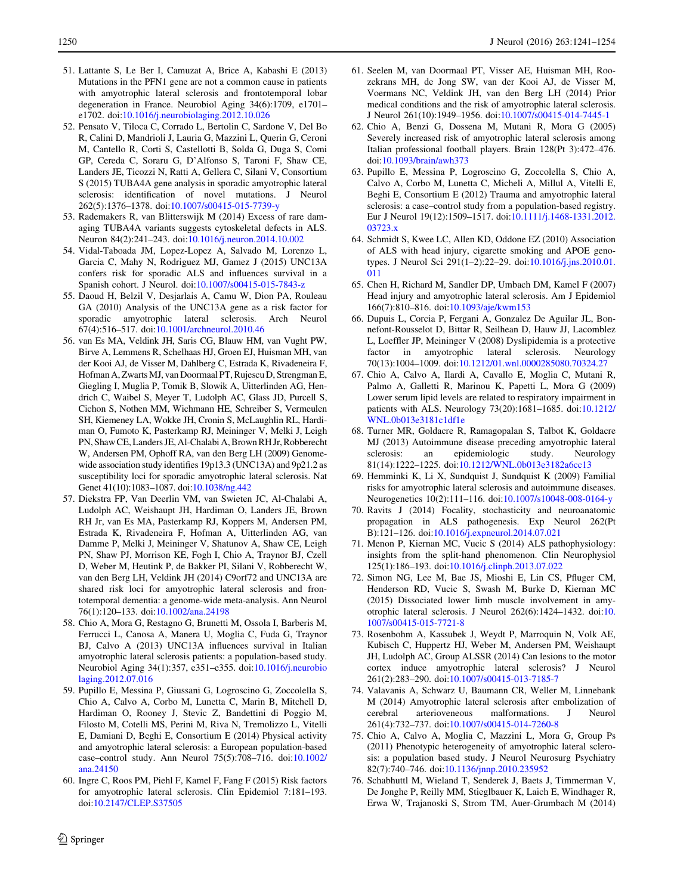51. Lattante S, Le Ber I, Camuzat A, Brice A, Kabashi E (2013) Mutations in the PFN1 gene are not a common cause in patients with amyotrophic lateral sclerosis and frontotemporal lobar degeneration in France. Neurobiol Aging 34(6):1709, e1701–e1702. doi:10.1016/j.neurobiolaging.2012.10.026
52. Pensato V, Tiloca C, Corrado L, Bertolin C, Sardone V, Del Bo R, Calini D, Mandrioli J, Lauria G, Mazzini L, Querin G, Ceroni M, Cantello R, Corti S, Castellotti B, Solda G, Duga S, Comi GP, Cereda C, Soraru G, D'Alfonso S, Taroni F, Shaw CE, Landers JE, Ticozzi N, Ratti A, Gellera C, Silani V, Consortium S (2015) TUBA4A gene analysis in sporadic amyotrophic lateral sclerosis: identification of novel mutations. J Neurol 262(5):1376–1378. doi:10.1007/s00415-015-7739-y
53. Rademakers R, van Blitterswijk M (2014) Excess of rare damaging TUBA4A variants suggests cytoskeletal defects in ALS. Neuron 84(2):241–243. doi:10.1016/j.neuron.2014.10.002
54. Vidal-Taboada JM, Lopez-Lopez A, Salvado M, Lorenzo L, Garcia C, Mahy N, Rodriguez MJ, Gamez J (2015) UNC13A confers risk for sporadic ALS and influences survival in a Spanish cohort. J Neurol. doi:10.1007/s00415-015-7843-z
55. Daoud H, Belzil V, Desjarlais A, Camu W, Dion PA, Rouleau GA (2010) Analysis of the UNC13A gene as a risk factor for sporadic amyotrophic lateral sclerosis. Arch Neurol 67(4):516–517. doi:10.1001/archneurol.2010.46
56. van Es MA, Veldink JH, Saris CG, Blauw HM, van Vught PW, Birve A, Lemmens R, Schelhaas HJ, Groen EJ, Huisman MH, van der Kooi AJ, de Visser M, Dahlberg C, Estrada K, Rivadeneira F, Hofman A, Zwarts MJ, van Doormaal PT, Rujescu D, Strengman E, Giegling I, Muglia P, Tomik B, Slowik A, Uitterlinden AG, Hendrich C, Waibel S, Meyer T, Ludolph AC, Glass JD, Purcell S, Cichon S, Nothen MM, Wichmann HE, Schreiber S, Vermeulen SH, Kiemeney LA, Wokke JH, Cronin S, McLaughlin RL, Hardiman O, Fumoto K, Pasterkamp RJ, Meininger V, Melki J, Leigh PN, Shaw CE, Landers JE, Al-Chalabi A, Brown RH Jr, Robberecht W, Andersen PM, Ophoff RA, van den Berg LH (2009) Genome-wide association study identifies 19p13.3 (UNC13A) and 9p21.2 as susceptibility loci for sporadic amyotrophic lateral sclerosis. Nat Genet 41(10):1083–1087. doi:10.1038/ng.442
57. Diekstra FP, Van Deerlin VM, van Swieten JC, Al-Chalabi A, Ludolph AC, Weishaupt JH, Hardiman O, Landers JE, Brown RH Jr, van Es MA, Pasterkamp RJ, Koppers M, Andersen PM, Estrada K, Rivadeneira F, Hofman A, Uitterlinden AG, van Damme P, Melki J, Meininger V, Shatunov A, Shaw CE, Leigh PN, Shaw PJ, Morrison KE, Fogh I, Chio A, Traynor BJ, Czell D, Weber M, Heutink P, de Bakker PI, Silani V, Robberecht W, van den Berg LH, Veldink JH (2014) C9orf72 and UNC13A are shared risk loci for amyotrophic lateral sclerosis and frontotemporal dementia: a genome-wide meta-analysis. Ann Neurol 76(1):120–133. doi:10.1002/ana.24198
58. Chio A, Mora G, Restagno G, Brunetti M, Ossola I, Barberis M, Ferrucci L, Canosa A, Manera U, Moglia C, Fuda G, Traynor BJ, Calvo A (2013) UNC13A influences survival in Italian amyotrophic lateral sclerosis patients: a population-based study. Neurobiol Aging 34(1):357, e351–e355. doi:10.1016/j.neurobiolaging.2012.07.016
59. Pupillo E, Messina P, Giussani G, Logroscino G, Zoccolella S, Chio A, Calvo A, Corbo M, Lunetta C, Marin B, Mitchell D, Hardiman O, Rooney J, Stevic Z, Bandettini di Poggio M, Filosto M, Cotelli MS, Perini M, Riva N, Tremolizzo L, Vitelli E, Damiani D, Beghi E, Consortium E (2014) Physical activity and amyotrophic lateral sclerosis: a European population-based case–control study. Ann Neurol 75(5):708–716. doi:10.1002/ana.24150
60. Ingre C, Roos PM, Piehl F, Kamel F, Fang F (2015) Risk factors for amyotrophic lateral sclerosis. Clin Epidemiol 7:181–193. doi:10.2147/CLEP.S37505
61. Seelen M, van Doormaal PT, Visser AE, Huisman MH, Roozekrans MH, de Jong SW, van der Kooi AJ, de Visser M, Voermans NC, Veldink JH, van den Berg LH (2014) Prior medical conditions and the risk of amyotrophic lateral sclerosis. J Neurol 261(10):1949–1956. doi:10.1007/s00415-014-7445-1
62. Chio A, Benzi G, Dossena M, Mutani R, Mora G (2005) Severely increased risk of amyotrophic lateral sclerosis among Italian professional football players. Brain 128(Pt 3):472–476. doi:10.1093/brain/awh373
63. Pupillo E, Messina P, Logroscino G, Zoccolella S, Chio A, Calvo A, Corbo M, Lunetta C, Micheli A, Millul A, Vitelli E, Beghi E, Consortium E (2012) Trauma and amyotrophic lateral sclerosis: a case–control study from a population-based registry. Eur J Neurol 19(12):1509–1517. doi:10.1111/j.1468-1331.2012.03723.x
64. Schmidt S, Kwee LC, Allen KD, Oddone EZ (2010) Association of ALS with head injury, cigarette smoking and APOE genotypes. J Neurol Sci 291(1–2):22–29. doi:10.1016/j.jns.2010.01.011
65. Chen H, Richard M, Sandler DP, Umbach DM, Kamel F (2007) Head injury and amyotrophic lateral sclerosis. Am J Epidemiol 166(7):810–816. doi:10.1093/aje/kwm153
66. Dupuis L, Corcia P, Fergani A, Gonzalez De Aguilar JL, Bonnefont-Rousselot D, Bittar R, Seilhean D, Hauw JJ, Lacomblez L, Loeffler JP, Meininger V (2008) Dyslipidemia is a protective factor in amyotrophic lateral sclerosis. Neurology 70(13):1004–1009. doi:10.1212/01.wnl.0000285080.70324.27
67. Chio A, Calvo A, Ilardi A, Cavallo E, Moglia C, Mutani R, Palmo A, Galletti R, Marinou K, Papetti L, Mora G (2009) Lower serum lipid levels are related to respiratory impairment in patients with ALS. Neurology 73(20):1681–1685. doi:10.1212/WNL.0b013e3181c1df1e
68. Turner MR, Goldacre R, Ramagopalan S, Talbot K, Goldacre MJ (2013) Autoimmune disease preceding amyotrophic lateral sclerosis: an epidemiologic study. Neurology 81(14):1222–1225. doi:10.1212/WNL.0b013e3182a6cc13
69. Hemminki K, Li X, Sundquist J, Sundquist K (2009) Familial risks for amyotrophic lateral sclerosis and autoimmune diseases. Neurogenetics 10(2):111–116. doi:10.1007/s10048-008-0164-y
70. Ravits J (2014) Focality, stochasticity and neuroanatomic propagation in ALS pathogenesis. Exp Neurol 262(Pt B):121–126. doi:10.1016/j.expneurol.2014.07.021
71. Menon P, Kiernan MC, Vucic S (2014) ALS pathophysiology: insights from the split-hand phenomenon. Clin Neurophysiol 125(1):186–193. doi:10.1016/j.clinph.2013.07.022
72. Simon NG, Lee M, Bae JS, Mioshi E, Lin CS, Pfluger CM, Henderson RD, Vucic S, Swash M, Burke D, Kiernan MC (2015) Dissociated lower limb muscle involvement in amyotrophic lateral sclerosis. J Neurol 262(6):1424–1432. doi:10.1007/s00415-015-7721-8
73. Rosenbohm A, Kassubek J, Weydt P, Marroquin N, Volk AE, Kubisch C, Huppertz HJ, Weber M, Andersen PM, Weishaupt JH, Ludolph AC, Group ALSSR (2014) Can lesions to the motor cortex induce amyotrophic lateral sclerosis? J Neurol 261(2):283–290. doi:10.1007/s00415-013-7185-7
74. Valavanis A, Schwarz U, Baumann CR, Weller M, Linnebank M (2014) Amyotrophic lateral sclerosis after embolization of cerebral arterioveneous malformations. J Neurol 261(4):732–737. doi:10.1007/s00415-014-7260-8
75. Chio A, Calvo A, Moglia C, Mazzini L, Mora G, Group Ps (2011) Phenotypic heterogeneity of amyotrophic lateral sclerosis: a population based study. J Neurol Neurosurg Psychiatry 82(7):740–746. doi:10.1136/jnnp.2010.235952
76. Schabhuttl M, Wieland T, Senderek J, Baets J, Timmerman V, De Jonghe P, Reilly MM, Stieglbauer K, Laich E, Windhager R, Erwa W, Trajanoski S, Strom TM, Auer-Grumbach M (2014)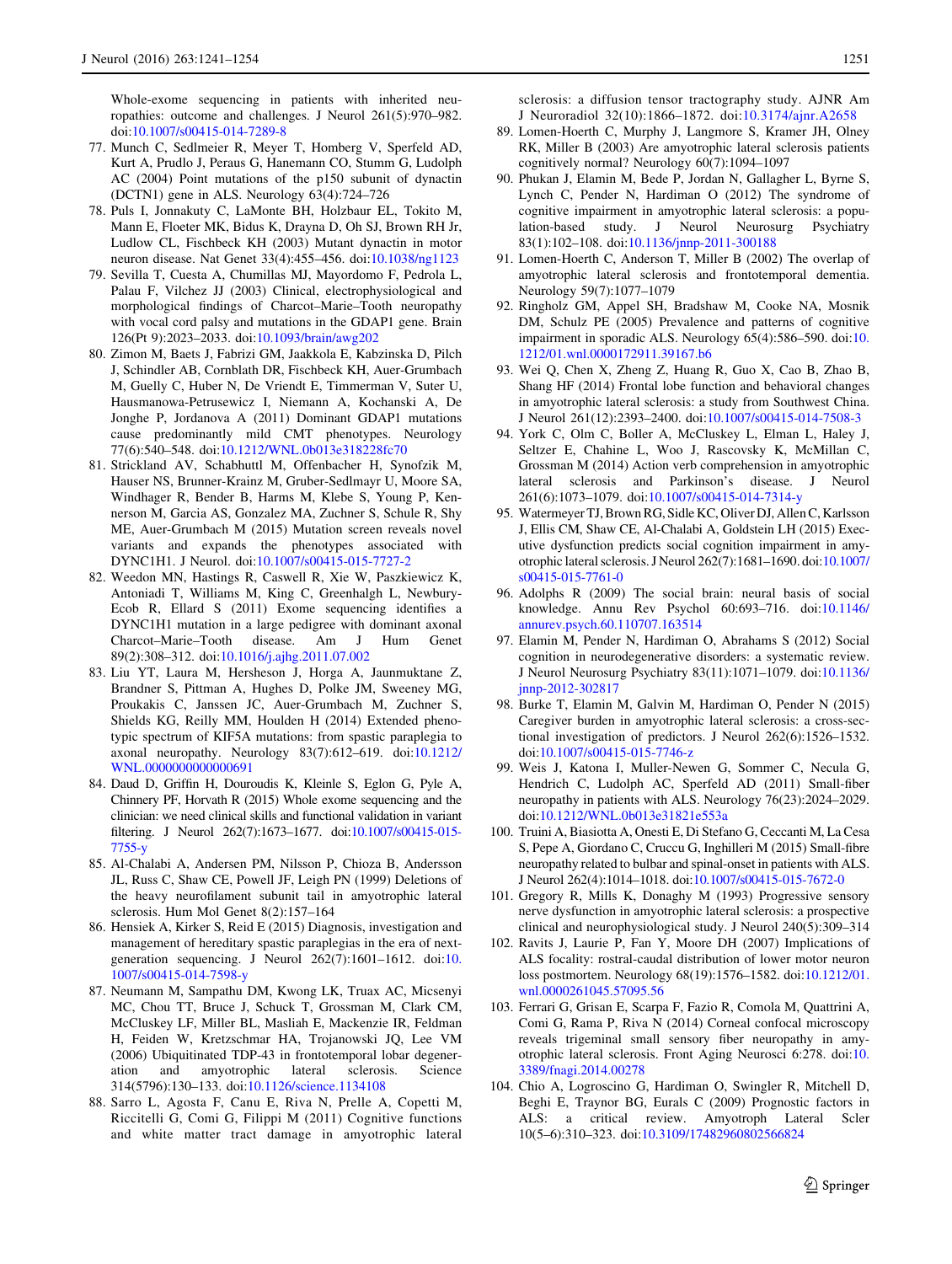Whole-exome sequencing in patients with inherited neuropathies: outcome and challenges. J Neurol 261(5):970–982. doi:10.1007/s00415-014-7289-8

77. Munch C, Sedlmeier R, Meyer T, Homberg V, Sperfeld AD, Kurt A, Prudlo J, Peraus G, Hanemann CO, Stumm G, Ludolph AC (2004) Point mutations of the p150 subunit of dynactin (DCTN1) gene in ALS. Neurology 63(4):724–726
78. Puls I, Jonnakuty C, LaMonte BH, Holzbaur EL, Tokito M, Mann E, Floeter MK, Bidus K, Drayna D, Oh SJ, Brown RH Jr, Ludlow CL, Fischbeck KH (2003) Mutant dynactin in motor neuron disease. Nat Genet 33(4):455–456. doi:10.1038/ng1123
79. Sevilla T, Cuesta A, Chumillas MJ, Mayordomo F, Pedrola L, Palau F, Vilchez JJ (2003) Clinical, electrophysiological and morphological findings of Charcot–Marie–Tooth neuropathy with vocal cord palsy and mutations in the GDAP1 gene. Brain 126(Pt 9):2023–2033. doi:10.1093/brain/awg202
80. Zimon M, Baets J, Fabrizi GM, Jaakkola E, Kabzinska D, Pilch J, Schindler AB, Cornblath DR, Fischbeck KH, Auer-Grumbach M, Guelly C, Huber N, De Vriendt E, Timmerman V, Suter U, Hausmanowa-Petrusewicz I, Niemann A, Kochanski A, De Jonghe P, Jordanova A (2011) Dominant GDAP1 mutations cause predominantly mild CMT phenotypes. Neurology 77(6):540–548. doi:10.1212/WNL.0b013e318228fc70
81. Strickland AV, Schabhuttl M, Offenbacher H, Synofzik M, Hauser NS, Brunner-Krainz M, Gruber-Sedlmayr U, Moore SA, Windhager R, Bender B, Harms M, Klebe S, Young P, Kennerson M, Garcia AS, Gonzalez MA, Zuchner S, Schule R, Shy ME, Auer-Grumbach M (2015) Mutation screen reveals novel variants and expands the phenotypes associated with DYNC1H1. J Neurol. doi:10.1007/s00415-015-7727-2
82. Weedon MN, Hastings R, Caswell R, Xie W, Paszkiewicz K, Antoniadi T, Williams M, King C, Greenhalgh L, Newbury-Ecob R, Ellard S (2011) Exome sequencing identifies a DYNC1H1 mutation in a large pedigree with dominant axonal Charcot–Marie–Tooth disease. Am J Hum Genet 89(2):308–312. doi:10.1016/j.ajhg.2011.07.002
83. Liu YT, Laura M, Hersheson J, Horga A, Jaunmuktane Z, Brandner S, Pittman A, Hughes D, Polke JM, Sweeney MG, Proukakis C, Janssen JC, Auer-Grumbach M, Zuchner S, Shields KG, Reilly MM, Houlden H (2014) Extended phenotypic spectrum of KIF5A mutations: from spastic paraplegia to axonal neuropathy. Neurology 83(7):612–619. doi:10.1212/WNL.0000000000000691
84. Daud D, Griffin H, Douroudis K, Kleinle S, Eglon G, Pyle A, Chinnery PF, Horvath R (2015) Whole exome sequencing and the clinician: we need clinical skills and functional validation in variant filtering. J Neurol 262(7):1673–1677. doi:10.1007/s00415-015-7755-y
85. Al-Chalabi A, Andersen PM, Nilsson P, Chioza B, Andersson JL, Russ C, Shaw CE, Powell JF, Leigh PN (1999) Deletions of the heavy neurofilament subunit tail in amyotrophic lateral sclerosis. Hum Mol Genet 8(2):157–164
86. Hensiek A, Kirker S, Reid E (2015) Diagnosis, investigation and management of hereditary spastic paraplegias in the era of next-generation sequencing. J Neurol 262(7):1601–1612. doi:10.1007/s00415-014-7598-y
87. Neumann M, Sampathu DM, Kwong LK, Truax AC, Micsenyi MC, Chou TT, Bruce J, Schuck T, Grossman M, Clark CM, McCluskey LF, Miller BL, Masliah E, Mackenzie IR, Feldman H, Feiden W, Kretzschmar HA, Trojanowski JQ, Lee VM (2006) Ubiquitinated TDP-43 in frontotemporal lobar degeneration and amyotrophic lateral sclerosis. Science 314(5796):130–133. doi:10.1126/science.1134108
88. Sarro L, Agosta F, Canu E, Riva N, Prelle A, Copetti M, Riccitelli G, Comi G, Filippi M (2011) Cognitive functions and white matter tract damage in amyotrophic lateral sclerosis: a diffusion tensor tractography study. AJNR Am J Neuroradiol 32(10):1866–1872. doi:10.3174/ajnr.A2658
89. Lomen-Hoerth C, Murphy J, Langmore S, Kramer JH, Olney RK, Miller B (2003) Are amyotrophic lateral sclerosis patients cognitively normal? Neurology 60(7):1094–1097
90. Phukan J, Elamin M, Bede P, Jordan N, Gallagher L, Byrne S, Lynch C, Pender N, Hardiman O (2012) The syndrome of cognitive impairment in amyotrophic lateral sclerosis: a population-based study. J Neurol Neurosurg Psychiatry 83(1):102–108. doi:10.1136/jnnp-2011-300188
91. Lomen-Hoerth C, Anderson T, Miller B (2002) The overlap of amyotrophic lateral sclerosis and frontotemporal dementia. Neurology 59(7):1077–1079
92. Ringholz GM, Appel SH, Bradshaw M, Cooke NA, Mosnik DM, Schulz PE (2005) Prevalence and patterns of cognitive impairment in sporadic ALS. Neurology 65(4):586–590. doi:10.1212/01.wnl.0000172911.39167.b6
93. Wei Q, Chen X, Zheng Z, Huang R, Guo X, Cao B, Zhao B, Shang HF (2014) Frontal lobe function and behavioral changes in amyotrophic lateral sclerosis: a study from Southwest China. J Neurol 261(12):2393–2400. doi:10.1007/s00415-014-7508-3
94. York C, Olm C, Boller A, McCluskey L, Elman L, Haley J, Seltzer E, Chahine L, Woo J, Rascovsky K, McMillan C, Grossman M (2014) Action verb comprehension in amyotrophic lateral sclerosis and Parkinson's disease. J Neurol 261(6):1073–1079. doi:10.1007/s00415-014-7314-y
95. Watermeyer TJ, Brown RG, Sidle KC, Oliver DJ, Allen C, Karlsson J, Ellis CM, Shaw CE, Al-Chalabi A, Goldstein LH (2015) Executive dysfunction predicts social cognition impairment in amyotrophic lateral sclerosis. J Neurol 262(7):1681–1690. doi:10.1007/s00415-015-7761-0
96. Adolphs R (2009) The social brain: neural basis of social knowledge. Annu Rev Psychol 60:693–716. doi:10.1146/annurev.psych.60.110707.163514
97. Elamin M, Pender N, Hardiman O, Abrahams S (2012) Social cognition in neurodegenerative disorders: a systematic review. J Neurol Neurosurg Psychiatry 83(11):1071–1079. doi:10.1136/jnnp-2012-302817
98. Burke T, Elamin M, Galvin M, Hardiman O, Pender N (2015) Caregiver burden in amyotrophic lateral sclerosis: a cross-sectional investigation of predictors. J Neurol 262(6):1526–1532. doi:10.1007/s00415-015-7746-z
99. Weis J, Katona I, Muller-Newen G, Sommer C, Necula G, Hendrich C, Ludolph AC, Sperfeld AD (2011) Small-fiber neuropathy in patients with ALS. Neurology 76(23):2024–2029. doi:10.1212/WNL.0b013e31821e553a
100. Truini A, Biasiotta A, Onesti E, Di Stefano G, Ceccanti M, La Cesa S, Pepe A, Giordano C, Cruccu G, Inghilleri M (2015) Small-fibre neuropathy related to bulbar and spinal-onset in patients with ALS. J Neurol 262(4):1014–1018. doi:10.1007/s00415-015-7672-0
101. Gregory R, Mills K, Donaghy M (1993) Progressive sensory nerve dysfunction in amyotrophic lateral sclerosis: a prospective clinical and neurophysiological study. J Neurol 240(5):309–314
102. Ravits J, Laurie P, Fan Y, Moore DH (2007) Implications of ALS focality: rostral-caudal distribution of lower motor neuron loss postmortem. Neurology 68(19):1576–1582. doi:10.1212/01.wnl.0000261045.57095.56
103. Ferrari G, Grisan E, Scarpa F, Fazio R, Comola M, Quattrini A, Comi G, Rama P, Riva N (2014) Corneal confocal microscopy reveals trigeminal small sensory fiber neuropathy in amyotrophic lateral sclerosis. Front Aging Neurosci 6:278. doi:10.3389/fnagi.2014.00278
104. Chio A, Logroscino G, Hardiman O, Swingler R, Mitchell D, Beghi E, Traynor BG, Eurals C (2009) Prognostic factors in ALS: a critical review. Amyotroph Lateral Scler 10(5–6):310–323. doi:10.3109/17482960802566824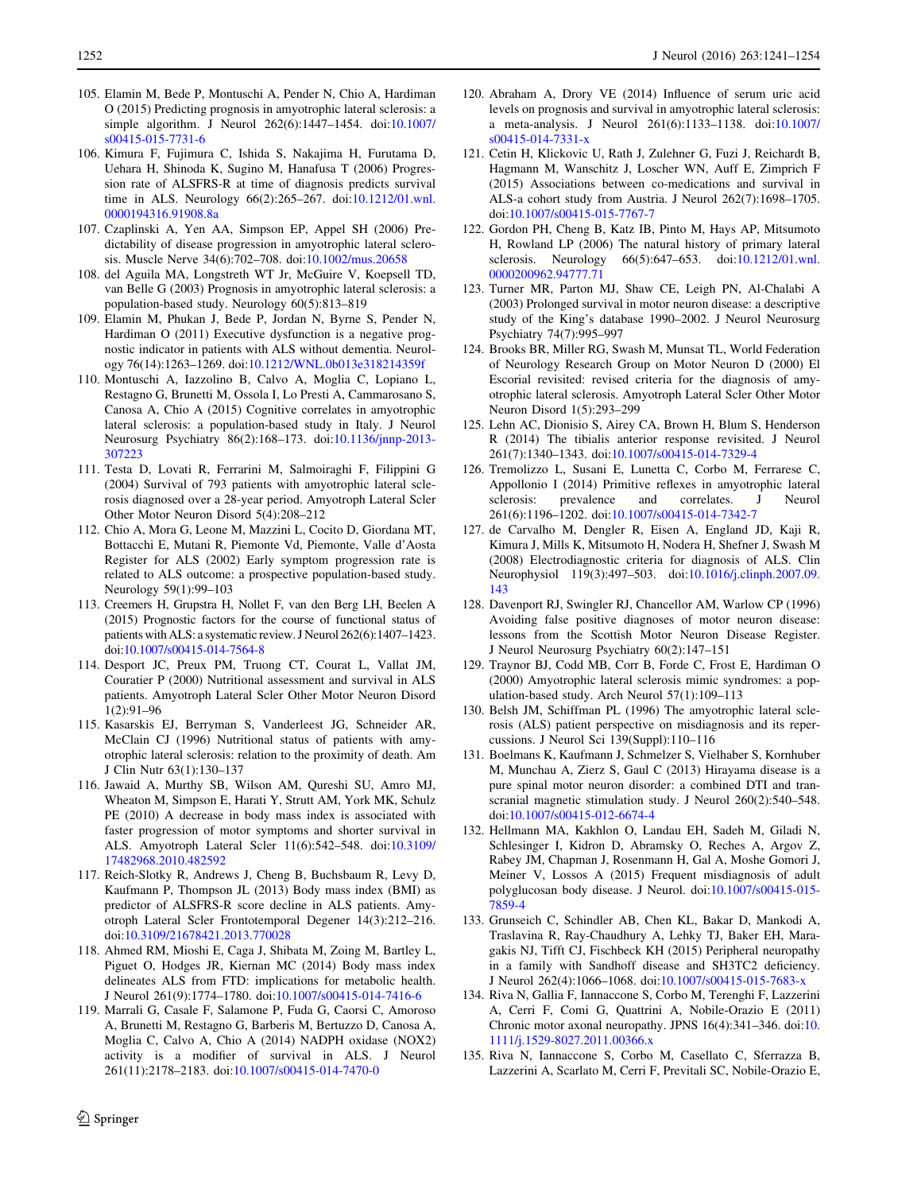105. Elamin M, Bede P, Montuschi A, Pender N, Chio A, Hardiman O (2015) Predicting prognosis in amyotrophic lateral sclerosis: a simple algorithm. J Neurol 262(6):1447–1454. doi:10.1007/s00415-015-7731-6
106. Kimura F, Fujimura C, Ishida S, Nakajima H, Furutama D, Uehara H, Shinoda K, Sugino M, Hanafusa T (2006) Progression rate of ALSFRS-R at time of diagnosis predicts survival time in ALS. Neurology 66(2):265–267. doi:10.1212/01.wnl.0000194316.91908.8a
107. Czaplinski A, Yen AA, Simpson EP, Appel SH (2006) Predictability of disease progression in amyotrophic lateral sclerosis. Muscle Nerve 34(6):702–708. doi:10.1002/mus.20658
108. del Aguila MA, Longstreth WT Jr, McGuire V, Koepsell TD, van Belle G (2003) Prognosis in amyotrophic lateral sclerosis: a population-based study. Neurology 60(5):813–819
109. Elamin M, Phukan J, Bede P, Jordan N, Byrne S, Pender N, Hardiman O (2011) Executive dysfunction is a negative prognostic indicator in patients with ALS without dementia. Neurology 76(14):1263–1269. doi:10.1212/WNL.0b013e318214359f
110. Montuschi A, Iazzolino B, Calvo A, Moglia C, Lopiano L, Restagno G, Brunetti M, Ossola I, Lo Presti A, Cammarosano S, Canosa A, Chio A (2015) Cognitive correlates in amyotrophic lateral sclerosis: a population-based study in Italy. J Neurol Neurosurg Psychiatry 86(2):168–173. doi:10.1136/jnnp-2013-307223
111. Testa D, Lovati R, Ferrarini M, Salmoiraghi F, Filippini G (2004) Survival of 793 patients with amyotrophic lateral sclerosis diagnosed over a 28-year period. Amyotroph Lateral Scler Other Motor Neuron Disord 5(4):208–212
112. Chio A, Mora G, Leone M, Mazzini L, Cocito D, Giordana MT, Bottacchi E, Mutani R, Piemonte Vd, Piemonte, Valle d'Aosta Register for ALS (2002) Early symptom progression rate is related to ALS outcome: a prospective population-based study. Neurology 59(1):99–103
113. Creemers H, Grupstra H, Nollet F, van den Berg LH, Beelen A (2015) Prognostic factors for the course of functional status of patients with ALS: a systematic review. J Neurol 262(6):1407–1423. doi:10.1007/s00415-014-7564-8
114. Desport JC, Preux PM, Truong CT, Courat L, Vallat JM, Couratier P (2000) Nutritional assessment and survival in ALS patients. Amyotroph Lateral Scler Other Motor Neuron Disord 1(2):91–96
115. Kasarskis EJ, Berryman S, Vanderleest JG, Schneider AR, McClain CJ (1996) Nutritional status of patients with amyotrophic lateral sclerosis: relation to the proximity of death. Am J Clin Nutr 63(1):130–137
116. Jawaid A, Murthy SB, Wilson AM, Qureshi SU, Amro MJ, Wheaton M, Simpson E, Harati Y, Strutt AM, York MK, Schulz PE (2010) A decrease in body mass index is associated with faster progression of motor symptoms and shorter survival in ALS. Amyotroph Lateral Scler 11(6):542–548. doi:10.3109/17482968.2010.482592
117. Reich-Slotky R, Andrews J, Cheng B, Buchsbaum R, Levy D, Kaufmann P, Thompson JL (2013) Body mass index (BMI) as predictor of ALSFRS-R score decline in ALS patients. Amyotroph Lateral Scler Frontotemporal Degener 14(3):212–216. doi:10.3109/21678421.2013.770028
118. Ahmed RM, Mioshi E, Caga J, Shibata M, Zoing M, Bartley L, Piguet O, Hodges JR, Kiernan MC (2014) Body mass index delineates ALS from FTD: implications for metabolic health. J Neurol 261(9):1774–1780. doi:10.1007/s00415-014-7416-6
119. Marrali G, Casale F, Salamone P, Fuda G, Caorsi C, Amoroso A, Brunetti M, Restagno G, Barberis M, Bertuzzo D, Canosa A, Moglia C, Calvo A, Chio A (2014) NADPH oxidase (NOX2) activity is a modifier of survival in ALS. J Neurol 261(11):2178–2183. doi:10.1007/s00415-014-7470-0
120. Abraham A, Drory VE (2014) Influence of serum uric acid levels on prognosis and survival in amyotrophic lateral sclerosis: a meta-analysis. J Neurol 261(6):1133–1138. doi:10.1007/s00415-014-7331-x
121. Cetin H, Klickovic U, Rath J, Zulehner G, Fuzi J, Reichardt B, Hagmann M, Wanschitz J, Loscher WN, Auff E, Zimprich F (2015) Associations between co-medications and survival in ALS-a cohort study from Austria. J Neurol 262(7):1698–1705. doi:10.1007/s00415-015-7767-7
122. Gordon PH, Cheng B, Katz IB, Pinto M, Hays AP, Mitsumoto H, Rowland LP (2006) The natural history of primary lateral sclerosis. Neurology 66(5):647–653. doi:10.1212/01.wnl.0000200962.94777.71
123. Turner MR, Parton MJ, Shaw CE, Leigh PN, Al-Chalabi A (2003) Prolonged survival in motor neuron disease: a descriptive study of the King's database 1990–2002. J Neurol Neurosurg Psychiatry 74(7):995–997
124. Brooks BR, Miller RG, Swash M, Munsat TL, World Federation of Neurology Research Group on Motor Neuron D (2000) El Escorial revisited: revised criteria for the diagnosis of amyotrophic lateral sclerosis. Amyotroph Lateral Scler Other Motor Neuron Disord 1(5):293–299
125. Lehn AC, Dionisio S, Airey CA, Brown H, Blum S, Henderson R (2014) The tibialis anterior response revisited. J Neurol 261(7):1340–1343. doi:10.1007/s00415-014-7329-4
126. Tremolizzo L, Susani E, Lunetta C, Corbo M, Ferrarese C, Appollonio I (2014) Primitive reflexes in amyotrophic lateral sclerosis: prevalence and correlates. J Neurol 261(6):1196–1202. doi:10.1007/s00415-014-7342-7
127. de Carvalho M, Dengler R, Eisen A, England JD, Kaji R, Kimura J, Mills K, Mitsumoto H, Nodera H, Shefner J, Swash M (2008) Electrodiagnostic criteria for diagnosis of ALS. Clin Neurophysiol 119(3):497–503. doi:10.1016/j.clinph.2007.09.143
128. Davenport RJ, Swingler RJ, Chancellor AM, Warlow CP (1996) Avoiding false positive diagnoses of motor neuron disease: lessons from the Scottish Motor Neuron Disease Register. J Neurol Neurosurg Psychiatry 60(2):147–151
129. Traynor BJ, Codd MB, Corr B, Forde C, Frost E, Hardiman O (2000) Amyotrophic lateral sclerosis mimic syndromes: a population-based study. Arch Neurol 57(1):109–113
130. Belsh JM, Schiffman PL (1996) The amyotrophic lateral sclerosis (ALS) patient perspective on misdiagnosis and its repercussions. J Neurol Sci 139(Suppl):110–116
131. Boelmans K, Kaufmann J, Schmelzer S, Vielhaber S, Kornhuber M, Munchau A, Zierz S, Gaul C (2013) Hirayama disease is a pure spinal motor neuron disorder: a combined DTI and transcranial magnetic stimulation study. J Neurol 260(2):540–548. doi:10.1007/s00415-012-6674-4
132. Hellmann MA, Kakhlon O, Landau EH, Sadeh M, Giladi N, Schlesinger I, Kidron D, Abramsky O, Reches A, Argov Z, Rabey JM, Chapman J, Rosenmann H, Gal A, Moshe Gomori J, Meiner V, Lossos A (2015) Frequent misdiagnosis of adult polyglucosan body disease. J Neurol. doi:10.1007/s00415-015-7859-4
133. Grunseich C, Schindler AB, Chen KL, Bakar D, Mankodi A, Traslavina R, Ray-Chaudhury A, Lehky TJ, Baker EH, Maragakis NJ, Tifft CJ, Fischbeck KH (2015) Peripheral neuropathy in a family with Sandhoff disease and SH3TC2 deficiency. J Neurol 262(4):1066–1068. doi:10.1007/s00415-015-7683-x
134. Riva N, Gallia F, Iannaccone S, Corbo M, Terenghi F, Lazzerini A, Cerri F, Comi G, Quattrini A, Nobile-Orazio E (2011) Chronic motor axonal neuropathy. JPNS 16(4):341–346. doi:10.1111/j.1529-8027.2011.00366.x
135. Riva N, Iannaccone S, Corbo M, Casellato C, Sferrazza B, Lazzerini A, Scarlato M, Cerri F, Previtali SC, Nobile-Orazio E,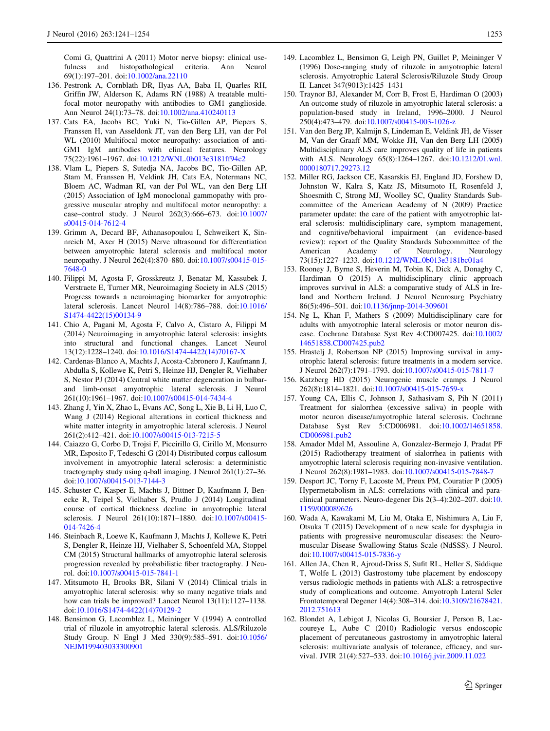Comi G, Quattrini A (2011) Motor nerve biopsy: clinical usefulness and histopathological criteria. Ann Neurol 69(1):197–201. doi:10.1002/ana.22110

136. Pestronk A, Cornblath DR, Ilyas AA, Baba H, Quarles RH, Griffin JW, Alderson K, Adams RN (1988) A treatable multifocal motor neuropathy with antibodies to GM1 ganglioside. Ann Neurol 24(1):73–78. doi:10.1002/ana.410240113
137. Cats EA, Jacobs BC, Yuki N, Tio-Gillen AP, Piepers S, Franssen H, van Asseldonk JT, van den Berg LH, van der Pol WL (2010) Multifocal motor neuropathy: association of anti-GM1 IgM antibodies with clinical features. Neurology 75(22):1961–1967. doi:10.1212/WNL.0b013e3181ff94c2
138. Vlam L, Piepers S, Sutedja NA, Jacobs BC, Tio-Gillen AP, Stam M, Franssen H, Veldink JH, Cats EA, Notermans NC, Bloem AC, Wadman RI, van der Pol WL, van den Berg LH (2015) Association of IgM monoclonal gammopathy with progressive muscular atrophy and multifocal motor neuropathy: a case–control study. J Neurol 262(3):666–673. doi:10.1007/s00415-014-7612-4
139. Grimm A, Decard BF, Athanasopoulou I, Schweikert K, Sinnreich M, Axer H (2015) Nerve ultrasound for differentiation between amyotrophic lateral sclerosis and multifocal motor neuropathy. J Neurol 262(4):870–880. doi:10.1007/s00415-015-7648-0
140. Filippi M, Agosta F, Grosskreutz J, Benatar M, Kassubek J, Verstraete E, Turner MR, Neuroimaging Society in ALS (2015) Progress towards a neuroimaging biomarker for amyotrophic lateral sclerosis. Lancet Neurol 14(8):786–788. doi:10.1016/S1474-4422(15)00134-9
141. Chio A, Pagani M, Agosta F, Calvo A, Cistaro A, Filippi M (2014) Neuroimaging in amyotrophic lateral sclerosis: insights into structural and functional changes. Lancet Neurol 13(12):1228–1240. doi:10.1016/S1474-4422(14)70167-X
142. Cardenas-Blanco A, Machts J, Acosta-Cabronero J, Kaufmann J, Abdulla S, Kollewe K, Petri S, Heinze HJ, Dengler R, Vielhaber S, Nestor PJ (2014) Central white matter degeneration in bulbar- and limb-onset amyotrophic lateral sclerosis. J Neurol 261(10):1961–1967. doi:10.1007/s00415-014-7434-4
143. Zhang J, Yin X, Zhao L, Evans AC, Song L, Xie B, Li H, Luo C, Wang J (2014) Regional alterations in cortical thickness and white matter integrity in amyotrophic lateral sclerosis. J Neurol 261(2):412–421. doi:10.1007/s00415-013-7215-5
144. Caiazzo G, Corbo D, Trojsi F, Piccirillo G, Cirillo M, Monsurro MR, Esposito F, Tedeschi G (2014) Distributed corpus callosum involvement in amyotrophic lateral sclerosis: a deterministic tractography study using q-ball imaging. J Neurol 261(1):27–36. doi:10.1007/s00415-013-7144-3
145. Schuster C, Kasper E, Machts J, Bittner D, Kaufmann J, Benecke R, Teipel S, Vielhaber S, Prudlo J (2014) Longitudinal course of cortical thickness decline in amyotrophic lateral sclerosis. J Neurol 261(10):1871–1880. doi:10.1007/s00415-014-7426-4
146. Steinbach R, Loewe K, Kaufmann J, Machts J, Kollewe K, Petri S, Dengler R, Heinze HJ, Vielhaber S, Schoenfeld MA, Stoppel CM (2015) Structural hallmarks of amyotrophic lateral sclerosis progression revealed by probabilistic fiber tractography. J Neurol. doi:10.1007/s00415-015-7841-1
147. Mitsumoto H, Brooks BR, Silani V (2014) Clinical trials in amyotrophic lateral sclerosis: why so many negative trials and how can trials be improved? Lancet Neurol 13(11):1127–1138. doi:10.1016/S1474-4422(14)70129-2
148. Bensimon G, Lacomblez L, Meininger V (1994) A controlled trial of riluzole in amyotrophic lateral sclerosis. ALS/Riluzole Study Group. N Engl J Med 330(9):585–591. doi:10.1056/NEJM199403033300901
149. Lacomblez L, Bensimon G, Leigh PN, Guillet P, Meininger V (1996) Dose-ranging study of riluzole in amyotrophic lateral sclerosis. Amyotrophic Lateral Sclerosis/Riluzole Study Group II. Lancet 347(9013):1425–1431
150. Traynor BJ, Alexander M, Corr B, Frost E, Hardiman O (2003) An outcome study of riluzole in amyotrophic lateral sclerosis: a population-based study in Ireland, 1996–2000. J Neurol 250(4):473–479. doi:10.1007/s00415-003-1026-z
151. Van den Berg JP, Kalmijn S, Lindeman E, Veldink JH, de Visser M, Van der Graaff MM, Wokke JH, Van den Berg LH (2005) Multidisciplinary ALS care improves quality of life in patients with ALS. Neurology 65(8):1264–1267. doi:10.1212/01.wnl.0000180717.29273.12
152. Miller RG, Jackson CE, Kasarskis EJ, England JD, Forshew D, Johnston W, Kalra S, Katz JS, Mitsumoto H, Rosenfeld J, Shoesmith C, Strong MJ, Woolley SC, Quality Standards Subcommittee of the American Academy of N (2009) Practice parameter update: the care of the patient with amyotrophic lateral sclerosis: multidisciplinary care, symptom management, and cognitive/behavioral impairment (an evidence-based review): report of the Quality Standards Subcommittee of the American Academy of Neurology. Neurology 73(15):1227–1233. doi:10.1212/WNL.0b013e3181bc01a4
153. Rooney J, Byrne S, Heverin M, Tobin K, Dick A, Donaghy C, Hardiman O (2015) A multidisciplinary clinic approach improves survival in ALS: a comparative study of ALS in Ireland and Northern Ireland. J Neurol Neurosurg Psychiatry 86(5):496–501. doi:10.1136/jnnp-2014-309601
154. Ng L, Khan F, Mathers S (2009) Multidisciplinary care for adults with amyotrophic lateral sclerosis or motor neuron disease. Cochrane Database Syst Rev 4:CD007425. doi:10.1002/14651858.CD007425.pub2
155. Hrastelj J, Robertson NP (2015) Improving survival in amyotrophic lateral sclerosis: future treatments in a modern service. J Neurol 262(7):1791–1793. doi:10.1007/s00415-015-7811-7
156. Katzberg HD (2015) Neurogenic muscle cramps. J Neurol 262(8):1814–1821. doi:10.1007/s00415-015-7659-x
157. Young CA, Ellis C, Johnson J, Sathasivam S, Pih N (2011) Treatment for sialorrhea (excessive saliva) in people with motor neuron disease/amyotrophic lateral sclerosis. Cochrane Database Syst Rev 5:CD006981. doi:10.1002/14651858.CD006981.pub2
158. Amador Mdel M, Assouline A, Gonzalez-Bermejo J, Pradat PF (2015) Radiotherapy treatment of sialorrhea in patients with amyotrophic lateral sclerosis requiring non-invasive ventilation. J Neurol 262(8):1981–1983. doi:10.1007/s00415-015-7848-7
159. Desport JC, Torny F, Lacoste M, Preux PM, Couratier P (2005) Hypermetabolism in ALS: correlations with clinical and paraclinical parameters. Neuro-degener Dis 2(3–4):202–207. doi:10.1159/000089626
160. Wada A, Kawakami M, Liu M, Otaka E, Nishimura A, Liu F, Otsuka T (2015) Development of a new scale for dysphagia in patients with progressive neuromuscular diseases: the Neuromuscular Disease Swallowing Status Scale (NdSSS). J Neurol. doi:10.1007/s00415-015-7836-y
161. Allen JA, Chen R, Ajroud-Driss S, Sufit RL, Heller S, Siddique T, Wolfe L (2013) Gastrostomy tube placement by endoscopy versus radiologic methods in patients with ALS: a retrospective study of complications and outcome. Amyotroph Lateral Scler Frontotemporal Degener 14(4):308–314. doi:10.3109/21678421.2012.751613
162. Blondet A, Lebigot J, Nicolas G, Boursier J, Person B, Laccoureye L, Aube C (2010) Radiologic versus endoscopic placement of percutaneous gastrostomy in amyotrophic lateral sclerosis: multivariate analysis of tolerance, efficacy, and survival. JVIR 21(4):527–533. doi:10.1016/j.jvir.2009.11.022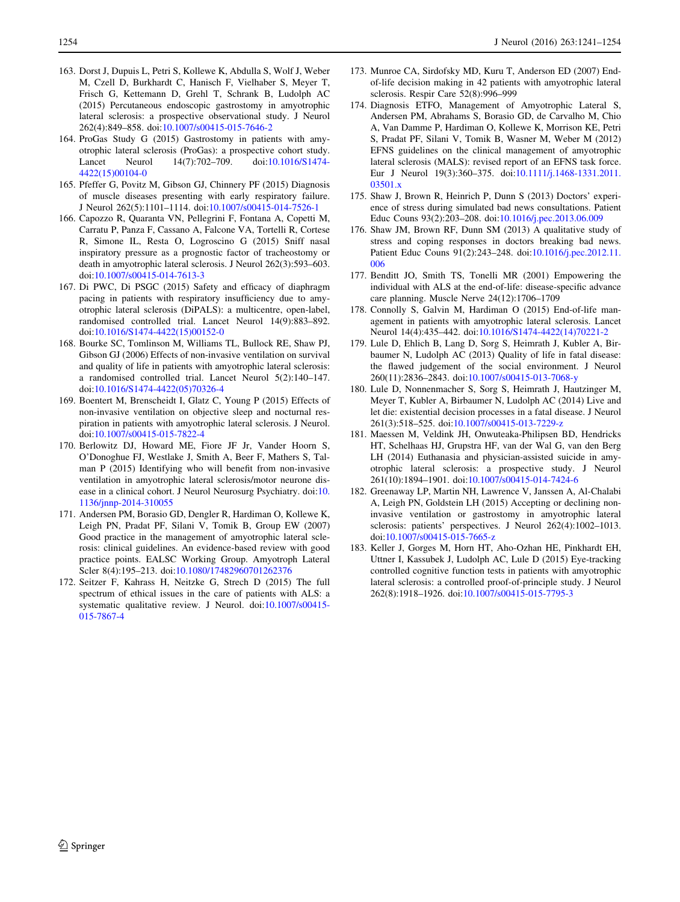163. Dorst J, Dupuis L, Petri S, Kollewe K, Abdulla S, Wolf J, Weber M, Czell D, Burkhardt C, Hanisch F, Vielhaber S, Meyer T, Frisch G, Kettemann D, Grehl T, Schrank B, Ludolph AC (2015) Percutaneous endoscopic gastrostomy in amyotrophic lateral sclerosis: a prospective observational study. J Neurol 262(4):849–858. doi:10.1007/s00415-015-7646-2
164. ProGas Study G (2015) Gastrostomy in patients with amyotrophic lateral sclerosis (ProGas): a prospective cohort study. Lancet Neurol 14(7):702–709. doi:10.1016/S1474-4422(15)00104-0
165. Pfeffer G, Povitz M, Gibson GJ, Chinnery PF (2015) Diagnosis of muscle diseases presenting with early respiratory failure. J Neurol 262(5):1101–1114. doi:10.1007/s00415-014-7526-1
166. Capozzo R, Quaranta VN, Pellegrini F, Fontana A, Copetti M, Carratu P, Panza F, Cassano A, Falcone VA, Tortelli R, Cortese R, Simone IL, Resta O, Logroscino G (2015) Sniff nasal inspiratory pressure as a prognostic factor of tracheostomy or death in amyotrophic lateral sclerosis. J Neurol 262(3):593–603. doi:10.1007/s00415-014-7613-3
167. Di PWC, Di PSGC (2015) Safety and efficacy of diaphragm pacing in patients with respiratory insufficiency due to amyotrophic lateral sclerosis (DiPALS): a multicentre, open-label, randomised controlled trial. Lancet Neurol 14(9):883–892. doi:10.1016/S1474-4422(15)00152-0
168. Bourke SC, Tomlinson M, Williams TL, Bullock RE, Shaw PJ, Gibson GJ (2006) Effects of non-invasive ventilation on survival and quality of life in patients with amyotrophic lateral sclerosis: a randomised controlled trial. Lancet Neurol 5(2):140–147. doi:10.1016/S1474-4422(05)70326-4
169. Boentert M, Brenscheidt I, Glatz C, Young P (2015) Effects of non-invasive ventilation on objective sleep and nocturnal respiration in patients with amyotrophic lateral sclerosis. J Neurol. doi:10.1007/s00415-015-7822-4
170. Berlowitz DJ, Howard ME, Fiore JF Jr, Vander Hoorn S, O'Donoghue FJ, Westlake J, Smith A, Beer F, Mathers S, Talman P (2015) Identifying who will benefit from non-invasive ventilation in amyotrophic lateral sclerosis/motor neurone disease in a clinical cohort. J Neurol Neurosurg Psychiatry. doi:10.1136/jnnp-2014-310055
171. Andersen PM, Borasio GD, Dengler R, Hardiman O, Kollewe K, Leigh PN, Pradat PF, Silani V, Tomik B, Group EW (2007) Good practice in the management of amyotrophic lateral sclerosis: clinical guidelines. An evidence-based review with good practice points. EALSC Working Group. Amyotroph Lateral Scler 8(4):195–213. doi:10.1080/17482960701262376
172. Seitzer F, Kahrass H, Neitzke G, Strech D (2015) The full spectrum of ethical issues in the care of patients with ALS: a systematic qualitative review. J Neurol. doi:10.1007/s00415-015-7867-4
173. Munroe CA, Sirdofsky MD, Kuru T, Anderson ED (2007) End-of-life decision making in 42 patients with amyotrophic lateral sclerosis. Respir Care 52(8):996–999
174. Diagnosis ETFO, Management of Amyotrophic Lateral S, Andersen PM, Abrahams S, Borasio GD, de Carvalho M, Chio A, Van Damme P, Hardiman O, Kollewe K, Morrison KE, Petri S, Pradat PF, Silani V, Tomik B, Wasner M, Weber M (2012) EFNS guidelines on the clinical management of amyotrophic lateral sclerosis (MALS): revised report of an EFNS task force. Eur J Neurol 19(3):360–375. doi:10.1111/j.1468-1331.2011.03501.x
175. Shaw J, Brown R, Heinrich P, Dunn S (2013) Doctors' experience of stress during simulated bad news consultations. Patient Educ Couns 93(2):203–208. doi:10.1016/j.pec.2013.06.009
176. Shaw JM, Brown RF, Dunn SM (2013) A qualitative study of stress and coping responses in doctors breaking bad news. Patient Educ Couns 91(2):243–248. doi:10.1016/j.pec.2012.11.006
177. Benditt JO, Smith TS, Tonelli MR (2001) Empowering the individual with ALS at the end-of-life: disease-specific advance care planning. Muscle Nerve 24(12):1706–1709
178. Connolly S, Galvin M, Hardiman O (2015) End-of-life management in patients with amyotrophic lateral sclerosis. Lancet Neurol 14(4):435–442. doi:10.1016/S1474-4422(14)70221-2
179. Lule D, Ehlich B, Lang D, Sorg S, Heimrath J, Kubler A, Birbaumer N, Ludolph AC (2013) Quality of life in fatal disease: the flawed judgement of the social environment. J Neurol 260(11):2836–2843. doi:10.1007/s00415-013-7068-y
180. Lule D, Nonnenmacher S, Sorg S, Heimrath J, Hautzinger M, Meyer T, Kubler A, Birbaumer N, Ludolph AC (2014) Live and let die: existential decision processes in a fatal disease. J Neurol 261(3):518–525. doi:10.1007/s00415-013-7229-z
181. Maessen M, Veldink JH, Onwuteaka-Philipsen BD, Hendricks HT, Schelhaas HJ, Grupstra HF, van der Wal G, van den Berg LH (2014) Euthanasia and physician-assisted suicide in amyotrophic lateral sclerosis: a prospective study. J Neurol 261(10):1894–1901. doi:10.1007/s00415-014-7424-6
182. Greenaway LP, Martin NH, Lawrence V, Janssen A, Al-Chalabi A, Leigh PN, Goldstein LH (2015) Accepting or declining non-invasive ventilation or gastrostomy in amyotrophic lateral sclerosis: patients' perspectives. J Neurol 262(4):1002–1013. doi:10.1007/s00415-015-7665-z
183. Keller J, Gorges M, Horn HT, Aho-Ozhan HE, Pinkhardt EH, Uttner I, Kassubek J, Ludolph AC, Lule D (2015) Eye-tracking controlled cognitive function tests in patients with amyotrophic lateral sclerosis: a controlled proof-of-principle study. J Neurol 262(8):1918–1926. doi:10.1007/s00415-015-7795-3